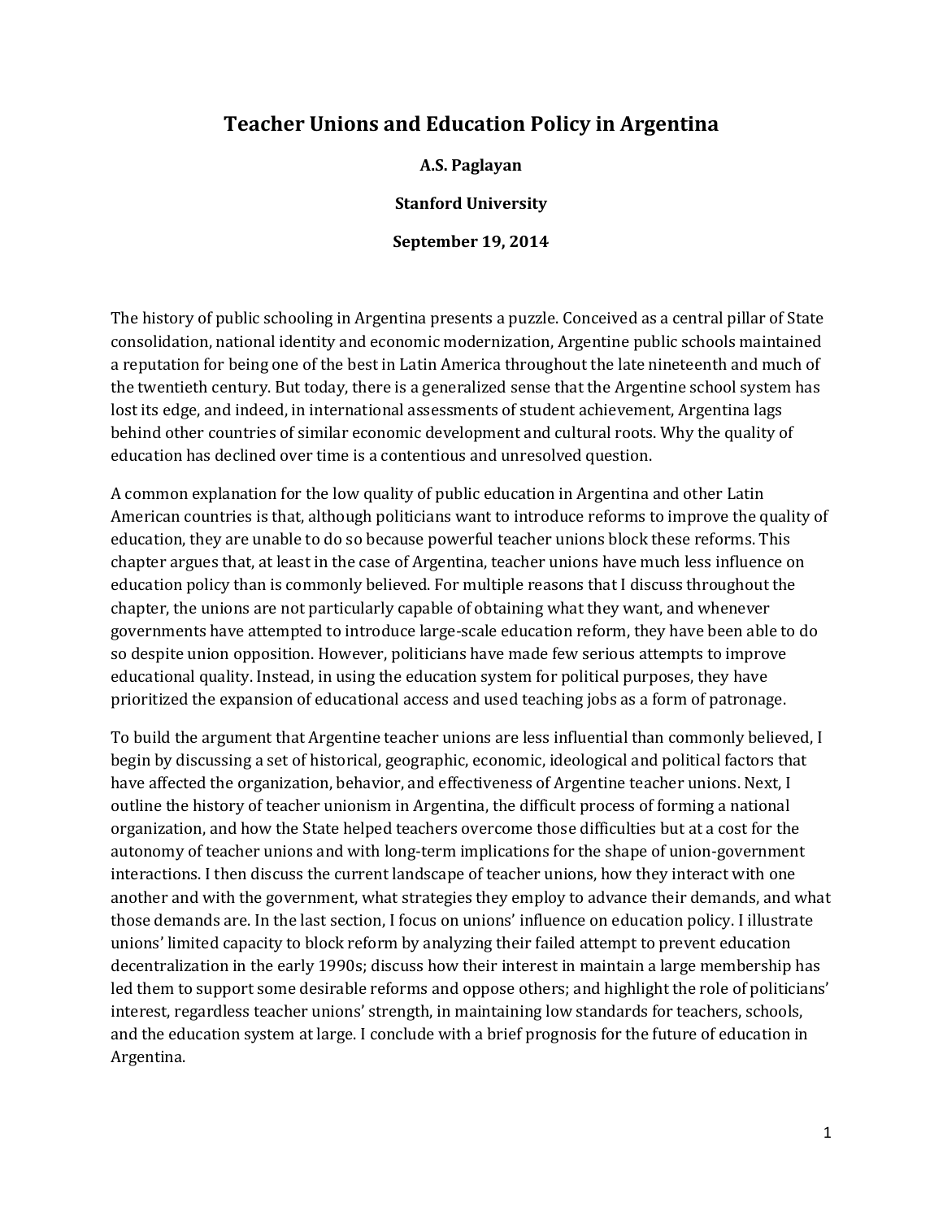# Teacher Unions and Education Policy in Argentina

**A.S. Paglayan**

**Stanford University**

**September 19, 2014**

The history of public schooling in Argentina presents a puzzle. Conceived as a central pillar of State consolidation, national identity and economic modernization, Argentine public schools maintained a reputation for being one of the best in Latin America throughout the late nineteenth and much of the twentieth century. But today, there is a generalized sense that the Argentine school system has lost its edge, and indeed, in international assessments of student achievement, Argentina lags behind other countries of similar economic development and cultural roots. Why the quality of education has declined over time is a contentious and unresolved question.

A common explanation for the low quality of public education in Argentina and other Latin American countries is that, although politicians want to introduce reforms to improve the quality of education, they are unable to do so because powerful teacher unions block these reforms. This chapter argues that, at least in the case of Argentina, teacher unions have much less influence on education policy than is commonly believed. For multiple reasons that I discuss throughout the chapter, the unions are not particularly capable of obtaining what they want, and whenever governments have attempted to introduce large-scale education reform, they have been able to do so despite union opposition. However, politicians have made few serious attempts to improve educational quality. Instead, in using the education system for political purposes, they have prioritized the expansion of educational access and used teaching jobs as a form of patronage.

To build the argument that Argentine teacher unions are less influential than commonly believed, I begin by discussing a set of historical, geographic, economic, ideological and political factors that have affected the organization, behavior, and effectiveness of Argentine teacher unions. Next, I outline the history of teacher unionism in Argentina, the difficult process of forming a national organization, and how the State helped teachers overcome those difficulties but at a cost for the autonomy of teacher unions and with long-term implications for the shape of union-government interactions. I then discuss the current landscape of teacher unions, how they interact with one another and with the government, what strategies they employ to advance their demands, and what those demands are. In the last section, I focus on unions' influence on education policy. I illustrate unions' limited capacity to block reform by analyzing their failed attempt to prevent education decentralization in the early 1990s; discuss how their interest in maintain a large membership has led them to support some desirable reforms and oppose others; and highlight the role of politicians' interest, regardless teacher unions' strength, in maintaining low standards for teachers, schools, and the education system at large. I conclude with a brief prognosis for the future of education in Argentina.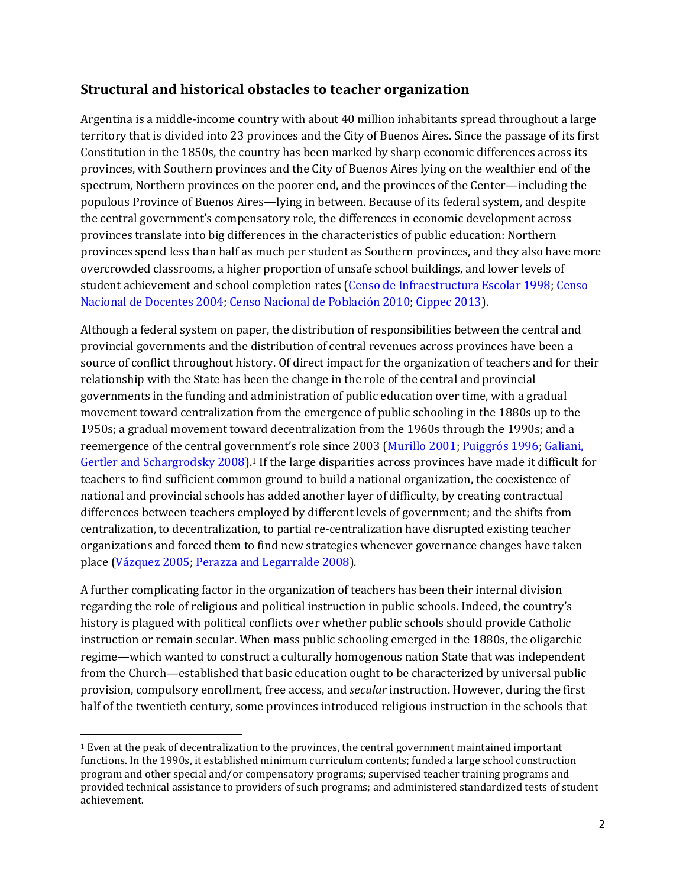## Structural and historical obstacles to teacher organization

Argentina is a middle-income country with about 40 million inhabitants spread throughout a large territory that is divided into 23 provinces and the City of Buenos Aires. Since the passage of its first Constitution in the 1850s, the country has been marked by sharp economic differences across its provinces, with Southern provinces and the City of Buenos Aires lying on the wealthier end of the spectrum, Northern provinces on the poorer end, and the provinces of the Center—including the populous Province of Buenos Aires—lying in between. Because of its federal system, and despite the central government's compensatory role, the differences in economic development across provinces translate into big differences in the characteristics of public education: Northern provinces spend less than half as much per student as Southern provinces, and they also have more overcrowded classrooms, a higher proportion of unsafe school buildings, and lower levels of student achievement and school completion rates (Censo de Infraestructura Escolar 1998; Censo Nacional de Docentes 2004; Censo Nacional de Población 2010; Cippec 2013).

Although a federal system on paper, the distribution of responsibilities between the central and provincial governments and the distribution of central revenues across provinces have been a source of conflict throughout history. Of direct impact for the organization of teachers and for their relationship with the State has been the change in the role of the central and provincial governments in the funding and administration of public education over time, with a gradual movement toward centralization from the emergence of public schooling in the 1880s up to the 1950s; a gradual movement toward decentralization from the 1960s through the 1990s; and a reemergence of the central government's role since 2003 (Murillo 2001; Puiggrós 1996; Galiani, Gertler and Schargrodsky 2008).[1] If the large disparities across provinces have made it difficult for teachers to find sufficient common ground to build a national organization, the coexistence of national and provincial schools has added another layer of difficulty, by creating contractual differences between teachers employed by different levels of government; and the shifts from centralization, to decentralization, to partial re-centralization have disrupted existing teacher organizations and forced them to find new strategies whenever governance changes have taken place (Vázquez 2005; Perazza and Legarralde 2008).

A further complicating factor in the organization of teachers has been their internal division regarding the role of religious and political instruction in public schools. Indeed, the country's history is plagued with political conflicts over whether public schools should provide Catholic instruction or remain secular. When mass public schooling emerged in the 1880s, the oligarchic regime—which wanted to construct a culturally homogenous nation State that was independent from the Church—established that basic education ought to be characterized by universal public provision, compulsory enrollment, free access, and *secular* instruction. However, during the first half of the twentieth century, some provinces introduced religious instruction in the schools that

[1] Even at the peak of decentralization to the provinces, the central government maintained important functions. In the 1990s, it established minimum curriculum contents; funded a large school construction program and other special and/or compensatory programs; supervised teacher training programs and provided technical assistance to providers of such programs; and administered standardized tests of student achievement.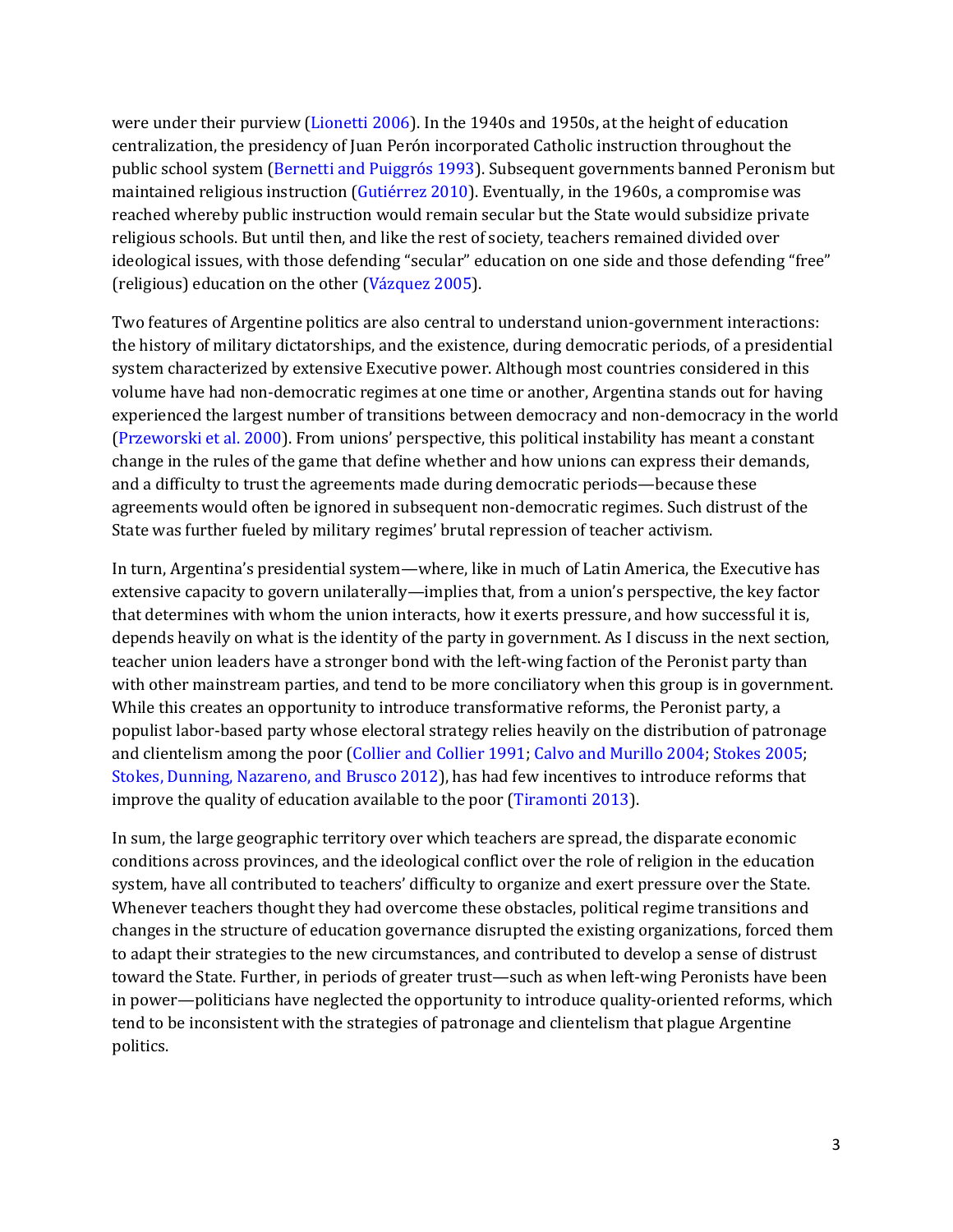were under their purview (Lionetti 2006). In the 1940s and 1950s, at the height of education centralization, the presidency of Juan Perón incorporated Catholic instruction throughout the public school system (Bernetti and Puiggrós 1993). Subsequent governments banned Peronism but maintained religious instruction (Gutiérrez 2010). Eventually, in the 1960s, a compromise was reached whereby public instruction would remain secular but the State would subsidize private religious schools. But until then, and like the rest of society, teachers remained divided over ideological issues, with those defending "secular" education on one side and those defending "free" (religious) education on the other (Vázquez 2005).

Two features of Argentine politics are also central to understand union-government interactions: the history of military dictatorships, and the existence, during democratic periods, of a presidential system characterized by extensive Executive power. Although most countries considered in this volume have had non-democratic regimes at one time or another, Argentina stands out for having experienced the largest number of transitions between democracy and non-democracy in the world (Przeworski et al. 2000). From unions' perspective, this political instability has meant a constant change in the rules of the game that define whether and how unions can express their demands, and a difficulty to trust the agreements made during democratic periods—because these agreements would often be ignored in subsequent non-democratic regimes. Such distrust of the State was further fueled by military regimes' brutal repression of teacher activism.

In turn, Argentina's presidential system—where, like in much of Latin America, the Executive has extensive capacity to govern unilaterally—implies that, from a union's perspective, the key factor that determines with whom the union interacts, how it exerts pressure, and how successful it is, depends heavily on what is the identity of the party in government. As I discuss in the next section, teacher union leaders have a stronger bond with the left-wing faction of the Peronist party than with other mainstream parties, and tend to be more conciliatory when this group is in government. While this creates an opportunity to introduce transformative reforms, the Peronist party, a populist labor-based party whose electoral strategy relies heavily on the distribution of patronage and clientelism among the poor (Collier and Collier 1991; Calvo and Murillo 2004; Stokes 2005; Stokes, Dunning, Nazareno, and Brusco 2012), has had few incentives to introduce reforms that improve the quality of education available to the poor (Tiramonti 2013).

In sum, the large geographic territory over which teachers are spread, the disparate economic conditions across provinces, and the ideological conflict over the role of religion in the education system, have all contributed to teachers' difficulty to organize and exert pressure over the State. Whenever teachers thought they had overcome these obstacles, political regime transitions and changes in the structure of education governance disrupted the existing organizations, forced them to adapt their strategies to the new circumstances, and contributed to develop a sense of distrust toward the State. Further, in periods of greater trust—such as when left-wing Peronists have been in power—politicians have neglected the opportunity to introduce quality-oriented reforms, which tend to be inconsistent with the strategies of patronage and clientelism that plague Argentine politics.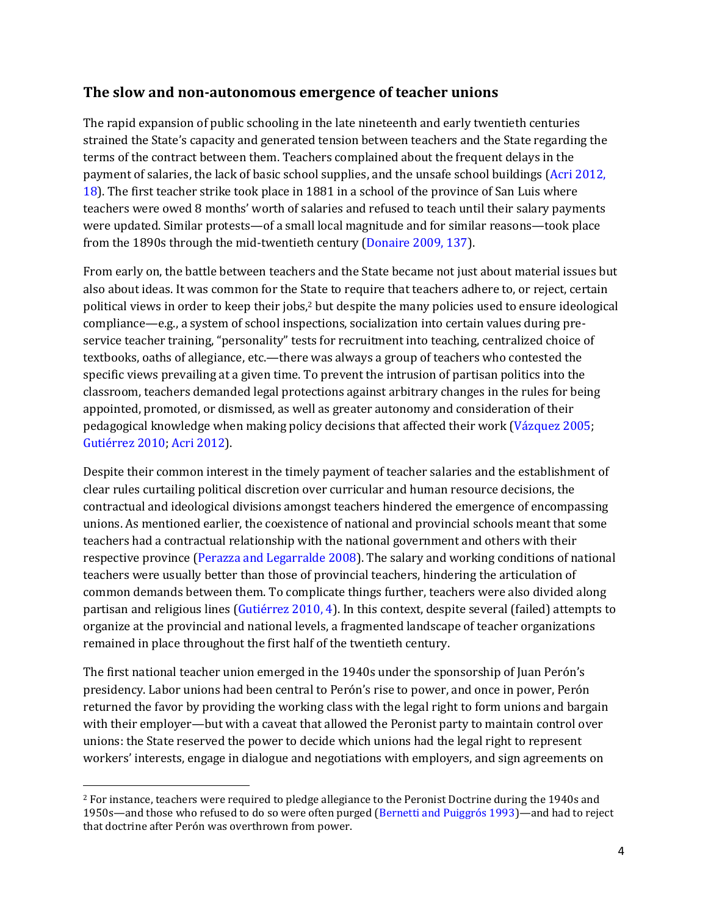## The slow and non-autonomous emergence of teacher unions

The rapid expansion of public schooling in the late nineteenth and early twentieth centuries strained the State's capacity and generated tension between teachers and the State regarding the terms of the contract between them. Teachers complained about the frequent delays in the payment of salaries, the lack of basic school supplies, and the unsafe school buildings (Acri 2012, 18). The first teacher strike took place in 1881 in a school of the province of San Luis where teachers were owed 8 months' worth of salaries and refused to teach until their salary payments were updated. Similar protests—of a small local magnitude and for similar reasons—took place from the 1890s through the mid-twentieth century (Donaire 2009, 137).

From early on, the battle between teachers and the State became not just about material issues but also about ideas. It was common for the State to require that teachers adhere to, or reject, certain political views in order to keep their jobs,[2] but despite the many policies used to ensure ideological compliance—e.g., a system of school inspections, socialization into certain values during pre-service teacher training, "personality" tests for recruitment into teaching, centralized choice of textbooks, oaths of allegiance, etc.—there was always a group of teachers who contested the specific views prevailing at a given time. To prevent the intrusion of partisan politics into the classroom, teachers demanded legal protections against arbitrary changes in the rules for being appointed, promoted, or dismissed, as well as greater autonomy and consideration of their pedagogical knowledge when making policy decisions that affected their work (Vázquez 2005; Gutiérrez 2010; Acri 2012).

Despite their common interest in the timely payment of teacher salaries and the establishment of clear rules curtailing political discretion over curricular and human resource decisions, the contractual and ideological divisions amongst teachers hindered the emergence of encompassing unions. As mentioned earlier, the coexistence of national and provincial schools meant that some teachers had a contractual relationship with the national government and others with their respective province (Perazza and Legarralde 2008). The salary and working conditions of national teachers were usually better than those of provincial teachers, hindering the articulation of common demands between them. To complicate things further, teachers were also divided along partisan and religious lines (Gutiérrez 2010, 4). In this context, despite several (failed) attempts to organize at the provincial and national levels, a fragmented landscape of teacher organizations remained in place throughout the first half of the twentieth century.

The first national teacher union emerged in the 1940s under the sponsorship of Juan Perón's presidency. Labor unions had been central to Perón's rise to power, and once in power, Perón returned the favor by providing the working class with the legal right to form unions and bargain with their employer—but with a caveat that allowed the Peronist party to maintain control over unions: the State reserved the power to decide which unions had the legal right to represent workers' interests, engage in dialogue and negotiations with employers, and sign agreements on

---

[2] For instance, teachers were required to pledge allegiance to the Peronist Doctrine during the 1940s and 1950s—and those who refused to do so were often purged (Bernetti and Puiggrós 1993)—and had to reject that doctrine after Perón was overthrown from power.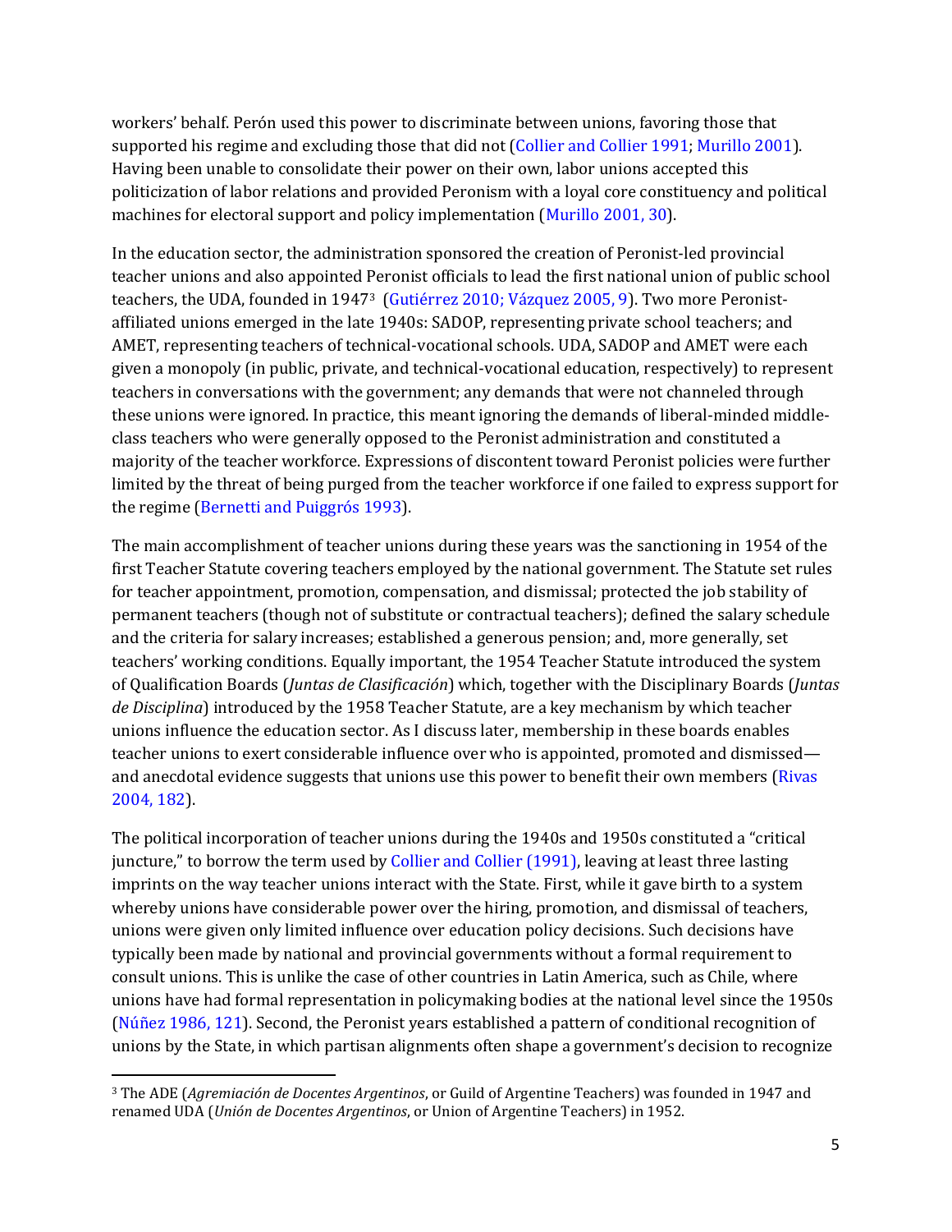workers' behalf. Perón used this power to discriminate between unions, favoring those that supported his regime and excluding those that did not (Collier and Collier 1991; Murillo 2001). Having been unable to consolidate their power on their own, labor unions accepted this politicization of labor relations and provided Peronism with a loyal core constituency and political machines for electoral support and policy implementation (Murillo 2001, 30).

In the education sector, the administration sponsored the creation of Peronist-led provincial teacher unions and also appointed Peronist officials to lead the first national union of public school teachers, the UDA, founded in 1947[3] (Gutiérrez 2010; Vázquez 2005, 9). Two more Peronist-affiliated unions emerged in the late 1940s: SADOP, representing private school teachers; and AMET, representing teachers of technical-vocational schools. UDA, SADOP and AMET were each given a monopoly (in public, private, and technical-vocational education, respectively) to represent teachers in conversations with the government; any demands that were not channeled through these unions were ignored. In practice, this meant ignoring the demands of liberal-minded middle-class teachers who were generally opposed to the Peronist administration and constituted a majority of the teacher workforce. Expressions of discontent toward Peronist policies were further limited by the threat of being purged from the teacher workforce if one failed to express support for the regime (Bernetti and Puiggrós 1993).

The main accomplishment of teacher unions during these years was the sanctioning in 1954 of the first Teacher Statute covering teachers employed by the national government. The Statute set rules for teacher appointment, promotion, compensation, and dismissal; protected the job stability of permanent teachers (though not of substitute or contractual teachers); defined the salary schedule and the criteria for salary increases; established a generous pension; and, more generally, set teachers' working conditions. Equally important, the 1954 Teacher Statute introduced the system of Qualification Boards (*Juntas de Clasificación*) which, together with the Disciplinary Boards (*Juntas de Disciplina*) introduced by the 1958 Teacher Statute, are a key mechanism by which teacher unions influence the education sector. As I discuss later, membership in these boards enables teacher unions to exert considerable influence over who is appointed, promoted and dismissed—and anecdotal evidence suggests that unions use this power to benefit their own members (Rivas 2004, 182).

The political incorporation of teacher unions during the 1940s and 1950s constituted a "critical juncture," to borrow the term used by Collier and Collier (1991), leaving at least three lasting imprints on the way teacher unions interact with the State. First, while it gave birth to a system whereby unions have considerable power over the hiring, promotion, and dismissal of teachers, unions were given only limited influence over education policy decisions. Such decisions have typically been made by national and provincial governments without a formal requirement to consult unions. This is unlike the case of other countries in Latin America, such as Chile, where unions have had formal representation in policymaking bodies at the national level since the 1950s (Núñez 1986, 121). Second, the Peronist years established a pattern of conditional recognition of unions by the State, in which partisan alignments often shape a government's decision to recognize

[3] The ADE (*Agremiación de Docentes Argentinos*, or Guild of Argentine Teachers) was founded in 1947 and renamed UDA (*Unión de Docentes Argentinos*, or Union of Argentine Teachers) in 1952.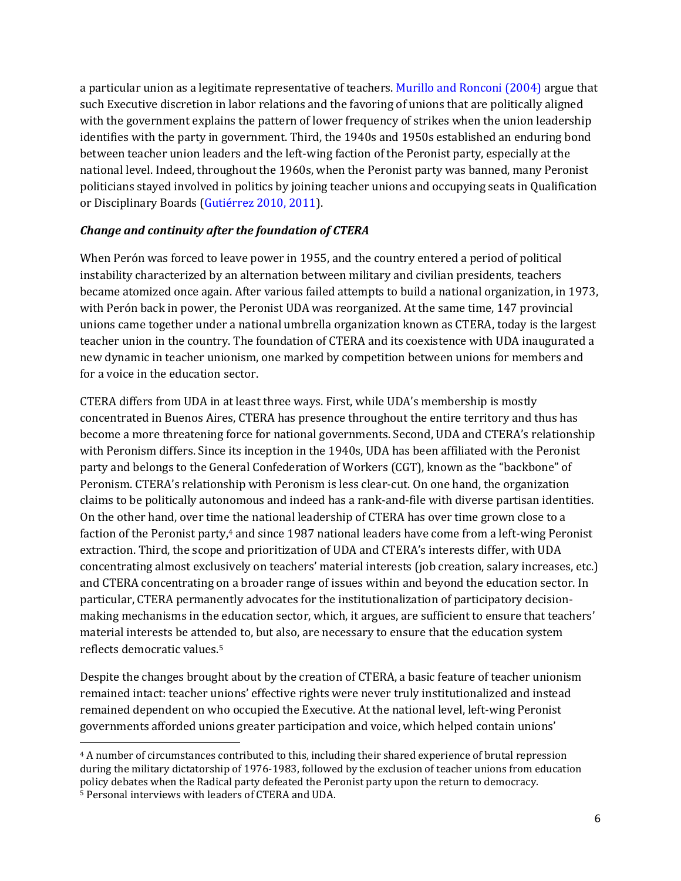a particular union as a legitimate representative of teachers. Murillo and Ronconi (2004) argue that such Executive discretion in labor relations and the favoring of unions that are politically aligned with the government explains the pattern of lower frequency of strikes when the union leadership identifies with the party in government. Third, the 1940s and 1950s established an enduring bond between teacher union leaders and the left-wing faction of the Peronist party, especially at the national level. Indeed, throughout the 1960s, when the Peronist party was banned, many Peronist politicians stayed involved in politics by joining teacher unions and occupying seats in Qualification or Disciplinary Boards (Gutiérrez 2010, 2011).

### *Change and continuity after the foundation of CTERA*

When Perón was forced to leave power in 1955, and the country entered a period of political instability characterized by an alternation between military and civilian presidents, teachers became atomized once again. After various failed attempts to build a national organization, in 1973, with Perón back in power, the Peronist UDA was reorganized. At the same time, 147 provincial unions came together under a national umbrella organization known as CTERA, today is the largest teacher union in the country. The foundation of CTERA and its coexistence with UDA inaugurated a new dynamic in teacher unionism, one marked by competition between unions for members and for a voice in the education sector.

CTERA differs from UDA in at least three ways. First, while UDA's membership is mostly concentrated in Buenos Aires, CTERA has presence throughout the entire territory and thus has become a more threatening force for national governments. Second, UDA and CTERA's relationship with Peronism differs. Since its inception in the 1940s, UDA has been affiliated with the Peronist party and belongs to the General Confederation of Workers (CGT), known as the "backbone" of Peronism. CTERA's relationship with Peronism is less clear-cut. On one hand, the organization claims to be politically autonomous and indeed has a rank-and-file with diverse partisan identities. On the other hand, over time the national leadership of CTERA has over time grown close to a faction of the Peronist party,[4] and since 1987 national leaders have come from a left-wing Peronist extraction. Third, the scope and prioritization of UDA and CTERA's interests differ, with UDA concentrating almost exclusively on teachers' material interests (job creation, salary increases, etc.) and CTERA concentrating on a broader range of issues within and beyond the education sector. In particular, CTERA permanently advocates for the institutionalization of participatory decision-making mechanisms in the education sector, which, it argues, are sufficient to ensure that teachers' material interests be attended to, but also, are necessary to ensure that the education system reflects democratic values.[5]

Despite the changes brought about by the creation of CTERA, a basic feature of teacher unionism remained intact: teacher unions' effective rights were never truly institutionalized and instead remained dependent on who occupied the Executive. At the national level, left-wing Peronist governments afforded unions greater participation and voice, which helped contain unions'

---

[4] A number of circumstances contributed to this, including their shared experience of brutal repression during the military dictatorship of 1976-1983, followed by the exclusion of teacher unions from education policy debates when the Radical party defeated the Peronist party upon the return to democracy.

[5] Personal interviews with leaders of CTERA and UDA.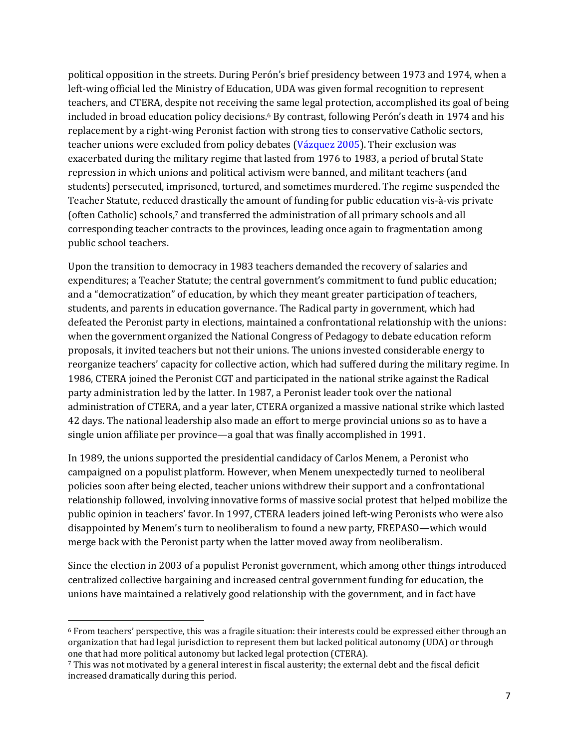political opposition in the streets. During Perón's brief presidency between 1973 and 1974, when a left-wing official led the Ministry of Education, UDA was given formal recognition to represent teachers, and CTERA, despite not receiving the same legal protection, accomplished its goal of being included in broad education policy decisions.[6] By contrast, following Perón's death in 1974 and his replacement by a right-wing Peronist faction with strong ties to conservative Catholic sectors, teacher unions were excluded from policy debates (Vázquez 2005). Their exclusion was exacerbated during the military regime that lasted from 1976 to 1983, a period of brutal State repression in which unions and political activism were banned, and militant teachers (and students) persecuted, imprisoned, tortured, and sometimes murdered. The regime suspended the Teacher Statute, reduced drastically the amount of funding for public education vis-à-vis private (often Catholic) schools,[7] and transferred the administration of all primary schools and all corresponding teacher contracts to the provinces, leading once again to fragmentation among public school teachers.

Upon the transition to democracy in 1983 teachers demanded the recovery of salaries and expenditures; a Teacher Statute; the central government's commitment to fund public education; and a "democratization" of education, by which they meant greater participation of teachers, students, and parents in education governance. The Radical party in government, which had defeated the Peronist party in elections, maintained a confrontational relationship with the unions: when the government organized the National Congress of Pedagogy to debate education reform proposals, it invited teachers but not their unions. The unions invested considerable energy to reorganize teachers' capacity for collective action, which had suffered during the military regime. In 1986, CTERA joined the Peronist CGT and participated in the national strike against the Radical party administration led by the latter. In 1987, a Peronist leader took over the national administration of CTERA, and a year later, CTERA organized a massive national strike which lasted 42 days. The national leadership also made an effort to merge provincial unions so as to have a single union affiliate per province—a goal that was finally accomplished in 1991.

In 1989, the unions supported the presidential candidacy of Carlos Menem, a Peronist who campaigned on a populist platform. However, when Menem unexpectedly turned to neoliberal policies soon after being elected, teacher unions withdrew their support and a confrontational relationship followed, involving innovative forms of massive social protest that helped mobilize the public opinion in teachers' favor. In 1997, CTERA leaders joined left-wing Peronists who were also disappointed by Menem's turn to neoliberalism to found a new party, FREPASO—which would merge back with the Peronist party when the latter moved away from neoliberalism.

Since the election in 2003 of a populist Peronist government, which among other things introduced centralized collective bargaining and increased central government funding for education, the unions have maintained a relatively good relationship with the government, and in fact have

---

[6] From teachers' perspective, this was a fragile situation: their interests could be expressed either through an organization that had legal jurisdiction to represent them but lacked political autonomy (UDA) or through one that had more political autonomy but lacked legal protection (CTERA).

[7] This was not motivated by a general interest in fiscal austerity; the external debt and the fiscal deficit increased dramatically during this period.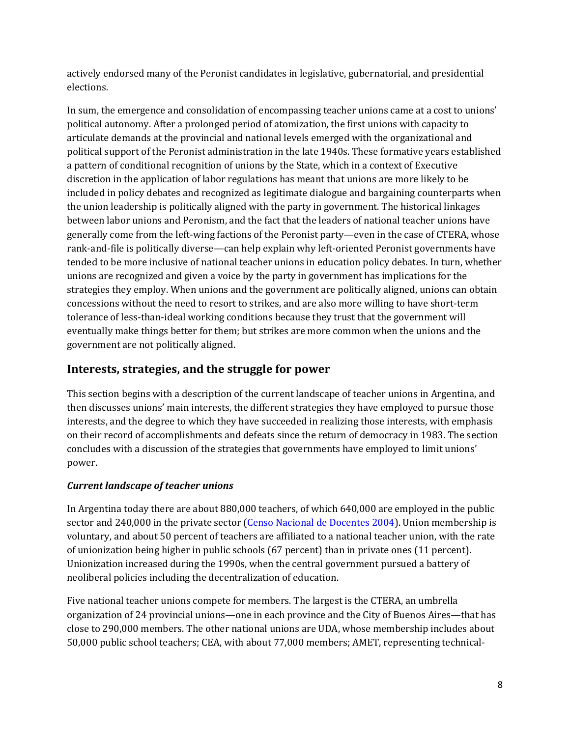actively endorsed many of the Peronist candidates in legislative, gubernatorial, and presidential elections.

In sum, the emergence and consolidation of encompassing teacher unions came at a cost to unions' political autonomy. After a prolonged period of atomization, the first unions with capacity to articulate demands at the provincial and national levels emerged with the organizational and political support of the Peronist administration in the late 1940s. These formative years established a pattern of conditional recognition of unions by the State, which in a context of Executive discretion in the application of labor regulations has meant that unions are more likely to be included in policy debates and recognized as legitimate dialogue and bargaining counterparts when the union leadership is politically aligned with the party in government. The historical linkages between labor unions and Peronism, and the fact that the leaders of national teacher unions have generally come from the left-wing factions of the Peronist party—even in the case of CTERA, whose rank-and-file is politically diverse—can help explain why left-oriented Peronist governments have tended to be more inclusive of national teacher unions in education policy debates. In turn, whether unions are recognized and given a voice by the party in government has implications for the strategies they employ. When unions and the government are politically aligned, unions can obtain concessions without the need to resort to strikes, and are also more willing to have short-term tolerance of less-than-ideal working conditions because they trust that the government will eventually make things better for them; but strikes are more common when the unions and the government are not politically aligned.

## Interests, strategies, and the struggle for power

This section begins with a description of the current landscape of teacher unions in Argentina, and then discusses unions' main interests, the different strategies they have employed to pursue those interests, and the degree to which they have succeeded in realizing those interests, with emphasis on their record of accomplishments and defeats since the return of democracy in 1983. The section concludes with a discussion of the strategies that governments have employed to limit unions' power.

### *Current landscape of teacher unions*

In Argentina today there are about 880,000 teachers, of which 640,000 are employed in the public sector and 240,000 in the private sector (Censo Nacional de Docentes 2004). Union membership is voluntary, and about 50 percent of teachers are affiliated to a national teacher union, with the rate of unionization being higher in public schools (67 percent) than in private ones (11 percent). Unionization increased during the 1990s, when the central government pursued a battery of neoliberal policies including the decentralization of education.

Five national teacher unions compete for members. The largest is the CTERA, an umbrella organization of 24 provincial unions—one in each province and the City of Buenos Aires—that has close to 290,000 members. The other national unions are UDA, whose membership includes about 50,000 public school teachers; CEA, with about 77,000 members; AMET, representing technical-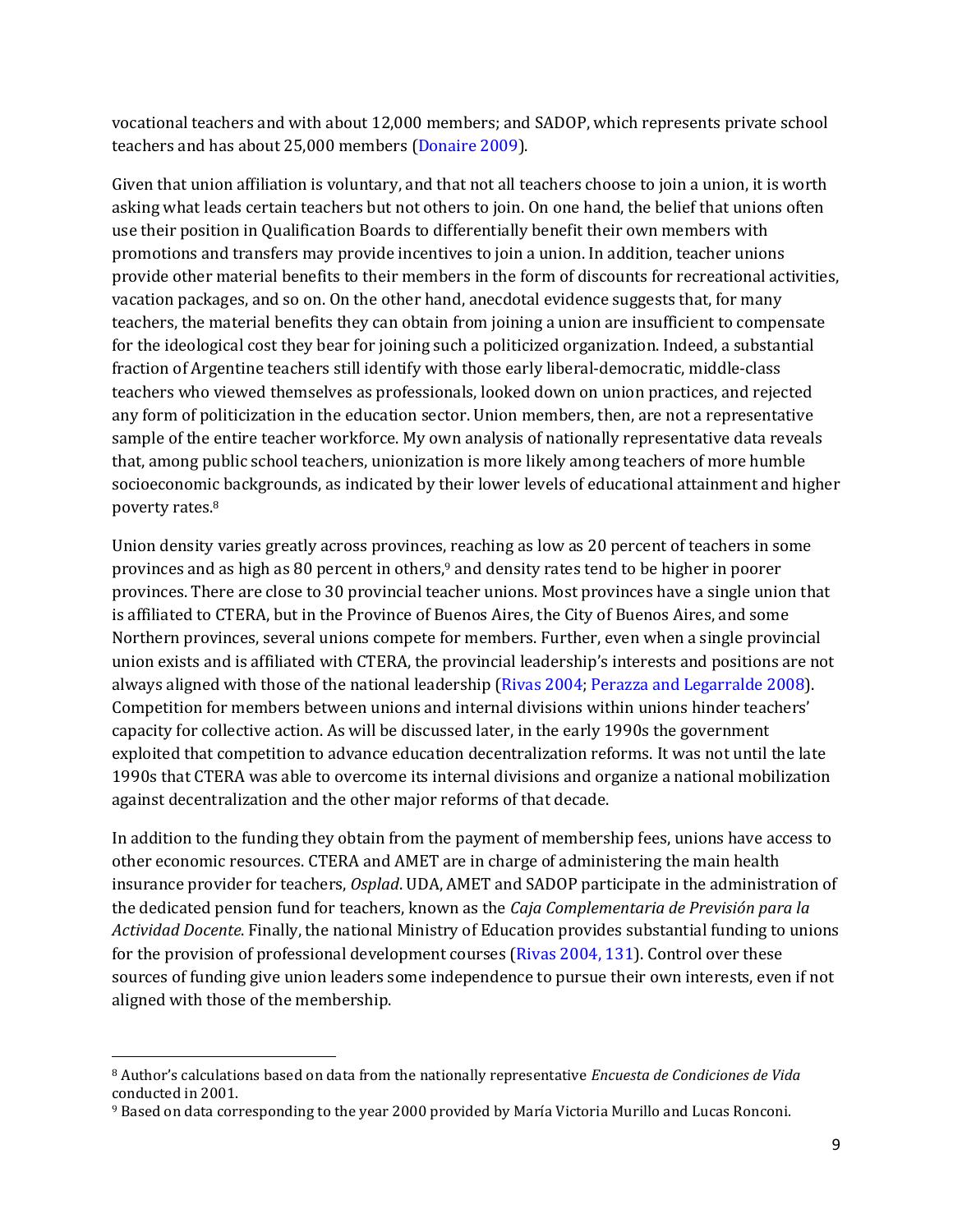vocational teachers and with about 12,000 members; and SADOP, which represents private school teachers and has about 25,000 members (Donaire 2009).

Given that union affiliation is voluntary, and that not all teachers choose to join a union, it is worth asking what leads certain teachers but not others to join. On one hand, the belief that unions often use their position in Qualification Boards to differentially benefit their own members with promotions and transfers may provide incentives to join a union. In addition, teacher unions provide other material benefits to their members in the form of discounts for recreational activities, vacation packages, and so on. On the other hand, anecdotal evidence suggests that, for many teachers, the material benefits they can obtain from joining a union are insufficient to compensate for the ideological cost they bear for joining such a politicized organization. Indeed, a substantial fraction of Argentine teachers still identify with those early liberal-democratic, middle-class teachers who viewed themselves as professionals, looked down on union practices, and rejected any form of politicization in the education sector. Union members, then, are not a representative sample of the entire teacher workforce. My own analysis of nationally representative data reveals that, among public school teachers, unionization is more likely among teachers of more humble socioeconomic backgrounds, as indicated by their lower levels of educational attainment and higher poverty rates.[8]

Union density varies greatly across provinces, reaching as low as 20 percent of teachers in some provinces and as high as 80 percent in others,[9] and density rates tend to be higher in poorer provinces. There are close to 30 provincial teacher unions. Most provinces have a single union that is affiliated to CTERA, but in the Province of Buenos Aires, the City of Buenos Aires, and some Northern provinces, several unions compete for members. Further, even when a single provincial union exists and is affiliated with CTERA, the provincial leadership's interests and positions are not always aligned with those of the national leadership (Rivas 2004; Perazza and Legarralde 2008). Competition for members between unions and internal divisions within unions hinder teachers' capacity for collective action. As will be discussed later, in the early 1990s the government exploited that competition to advance education decentralization reforms. It was not until the late 1990s that CTERA was able to overcome its internal divisions and organize a national mobilization against decentralization and the other major reforms of that decade.

In addition to the funding they obtain from the payment of membership fees, unions have access to other economic resources. CTERA and AMET are in charge of administering the main health insurance provider for teachers, *Osplad*. UDA, AMET and SADOP participate in the administration of the dedicated pension fund for teachers, known as the *Caja Complementaria de Previsión para la Actividad Docente*. Finally, the national Ministry of Education provides substantial funding to unions for the provision of professional development courses (Rivas 2004, 131). Control over these sources of funding give union leaders some independence to pursue their own interests, even if not aligned with those of the membership.

---

[8] Author's calculations based on data from the nationally representative *Encuesta de Condiciones de Vida* conducted in 2001.

[9] Based on data corresponding to the year 2000 provided by María Victoria Murillo and Lucas Ronconi.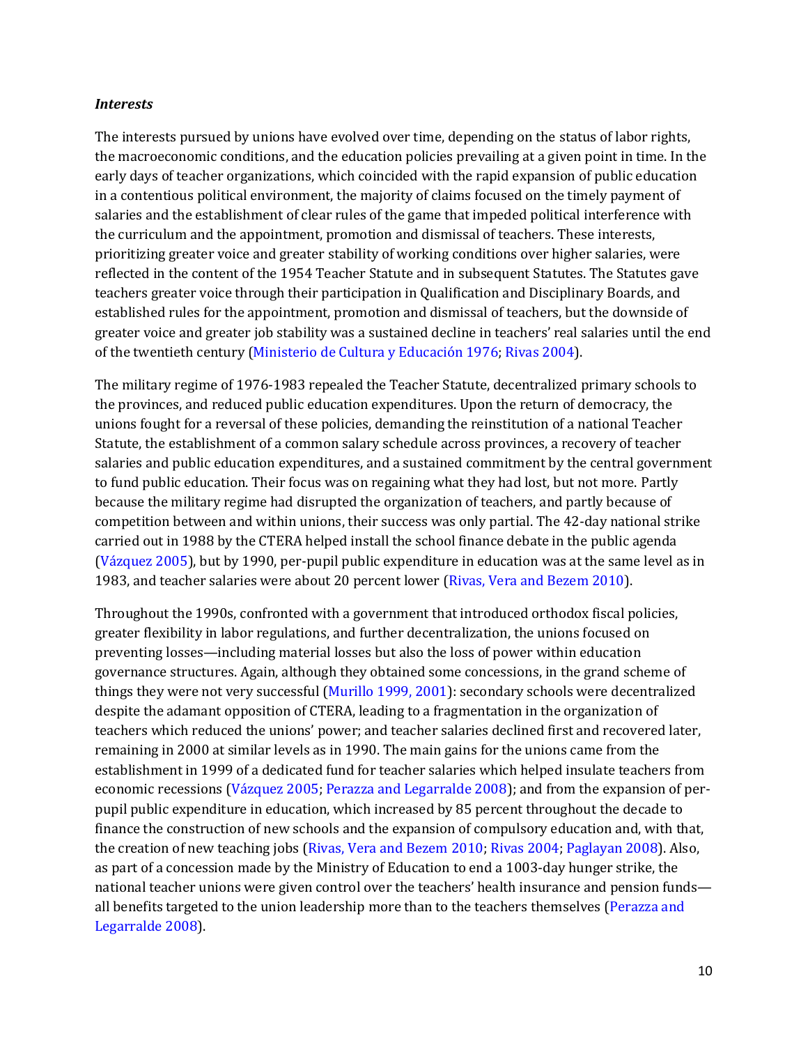### *Interests*

The interests pursued by unions have evolved over time, depending on the status of labor rights, the macroeconomic conditions, and the education policies prevailing at a given point in time. In the early days of teacher organizations, which coincided with the rapid expansion of public education in a contentious political environment, the majority of claims focused on the timely payment of salaries and the establishment of clear rules of the game that impeded political interference with the curriculum and the appointment, promotion and dismissal of teachers. These interests, prioritizing greater voice and greater stability of working conditions over higher salaries, were reflected in the content of the 1954 Teacher Statute and in subsequent Statutes. The Statutes gave teachers greater voice through their participation in Qualification and Disciplinary Boards, and established rules for the appointment, promotion and dismissal of teachers, but the downside of greater voice and greater job stability was a sustained decline in teachers' real salaries until the end of the twentieth century (Ministerio de Cultura y Educación 1976; Rivas 2004).

The military regime of 1976-1983 repealed the Teacher Statute, decentralized primary schools to the provinces, and reduced public education expenditures. Upon the return of democracy, the unions fought for a reversal of these policies, demanding the reinstitution of a national Teacher Statute, the establishment of a common salary schedule across provinces, a recovery of teacher salaries and public education expenditures, and a sustained commitment by the central government to fund public education. Their focus was on regaining what they had lost, but not more. Partly because the military regime had disrupted the organization of teachers, and partly because of competition between and within unions, their success was only partial. The 42-day national strike carried out in 1988 by the CTERA helped install the school finance debate in the public agenda (Vázquez 2005), but by 1990, per-pupil public expenditure in education was at the same level as in 1983, and teacher salaries were about 20 percent lower (Rivas, Vera and Bezem 2010).

Throughout the 1990s, confronted with a government that introduced orthodox fiscal policies, greater flexibility in labor regulations, and further decentralization, the unions focused on preventing losses—including material losses but also the loss of power within education governance structures. Again, although they obtained some concessions, in the grand scheme of things they were not very successful (Murillo 1999, 2001): secondary schools were decentralized despite the adamant opposition of CTERA, leading to a fragmentation in the organization of teachers which reduced the unions' power; and teacher salaries declined first and recovered later, remaining in 2000 at similar levels as in 1990. The main gains for the unions came from the establishment in 1999 of a dedicated fund for teacher salaries which helped insulate teachers from economic recessions (Vázquez 2005; Perazza and Legarralde 2008); and from the expansion of per-pupil public expenditure in education, which increased by 85 percent throughout the decade to finance the construction of new schools and the expansion of compulsory education and, with that, the creation of new teaching jobs (Rivas, Vera and Bezem 2010; Rivas 2004; Paglayan 2008). Also, as part of a concession made by the Ministry of Education to end a 1003-day hunger strike, the national teacher unions were given control over the teachers' health insurance and pension funds—all benefits targeted to the union leadership more than to the teachers themselves (Perazza and Legarralde 2008).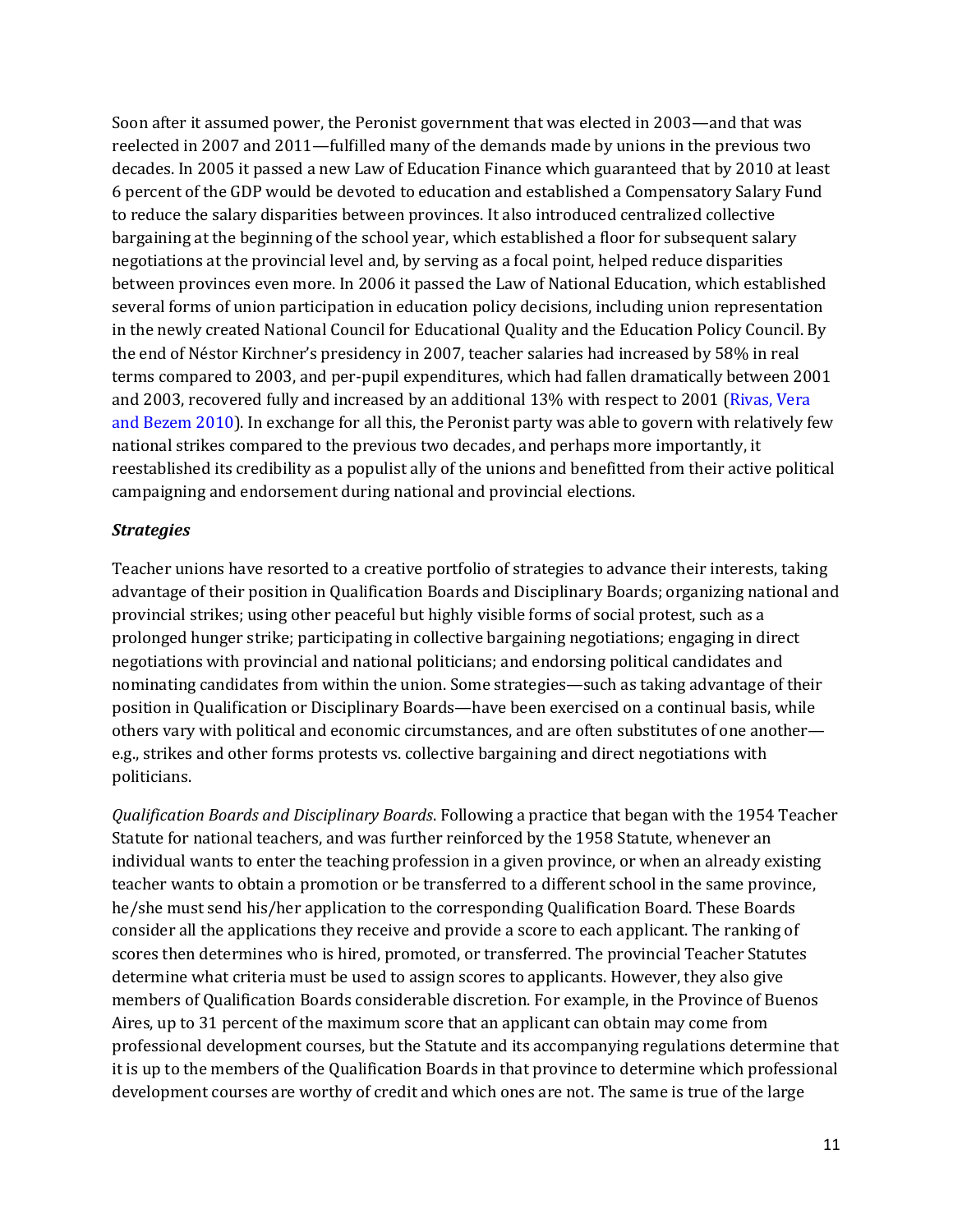Soon after it assumed power, the Peronist government that was elected in 2003—and that was reelected in 2007 and 2011—fulfilled many of the demands made by unions in the previous two decades. In 2005 it passed a new Law of Education Finance which guaranteed that by 2010 at least 6 percent of the GDP would be devoted to education and established a Compensatory Salary Fund to reduce the salary disparities between provinces. It also introduced centralized collective bargaining at the beginning of the school year, which established a floor for subsequent salary negotiations at the provincial level and, by serving as a focal point, helped reduce disparities between provinces even more. In 2006 it passed the Law of National Education, which established several forms of union participation in education policy decisions, including union representation in the newly created National Council for Educational Quality and the Education Policy Council. By the end of Néstor Kirchner's presidency in 2007, teacher salaries had increased by 58% in real terms compared to 2003, and per-pupil expenditures, which had fallen dramatically between 2001 and 2003, recovered fully and increased by an additional 13% with respect to 2001 (Rivas, Vera and Bezem 2010). In exchange for all this, the Peronist party was able to govern with relatively few national strikes compared to the previous two decades, and perhaps more importantly, it reestablished its credibility as a populist ally of the unions and benefitted from their active political campaigning and endorsement during national and provincial elections.

### *Strategies*

Teacher unions have resorted to a creative portfolio of strategies to advance their interests, taking advantage of their position in Qualification Boards and Disciplinary Boards; organizing national and provincial strikes; using other peaceful but highly visible forms of social protest, such as a prolonged hunger strike; participating in collective bargaining negotiations; engaging in direct negotiations with provincial and national politicians; and endorsing political candidates and nominating candidates from within the union. Some strategies—such as taking advantage of their position in Qualification or Disciplinary Boards—have been exercised on a continual basis, while others vary with political and economic circumstances, and are often substitutes of one another—e.g., strikes and other forms protests vs. collective bargaining and direct negotiations with politicians.

*Qualification Boards and Disciplinary Boards*. Following a practice that began with the 1954 Teacher Statute for national teachers, and was further reinforced by the 1958 Statute, whenever an individual wants to enter the teaching profession in a given province, or when an already existing teacher wants to obtain a promotion or be transferred to a different school in the same province, he/she must send his/her application to the corresponding Qualification Board. These Boards consider all the applications they receive and provide a score to each applicant. The ranking of scores then determines who is hired, promoted, or transferred. The provincial Teacher Statutes determine what criteria must be used to assign scores to applicants. However, they also give members of Qualification Boards considerable discretion. For example, in the Province of Buenos Aires, up to 31 percent of the maximum score that an applicant can obtain may come from professional development courses, but the Statute and its accompanying regulations determine that it is up to the members of the Qualification Boards in that province to determine which professional development courses are worthy of credit and which ones are not. The same is true of the large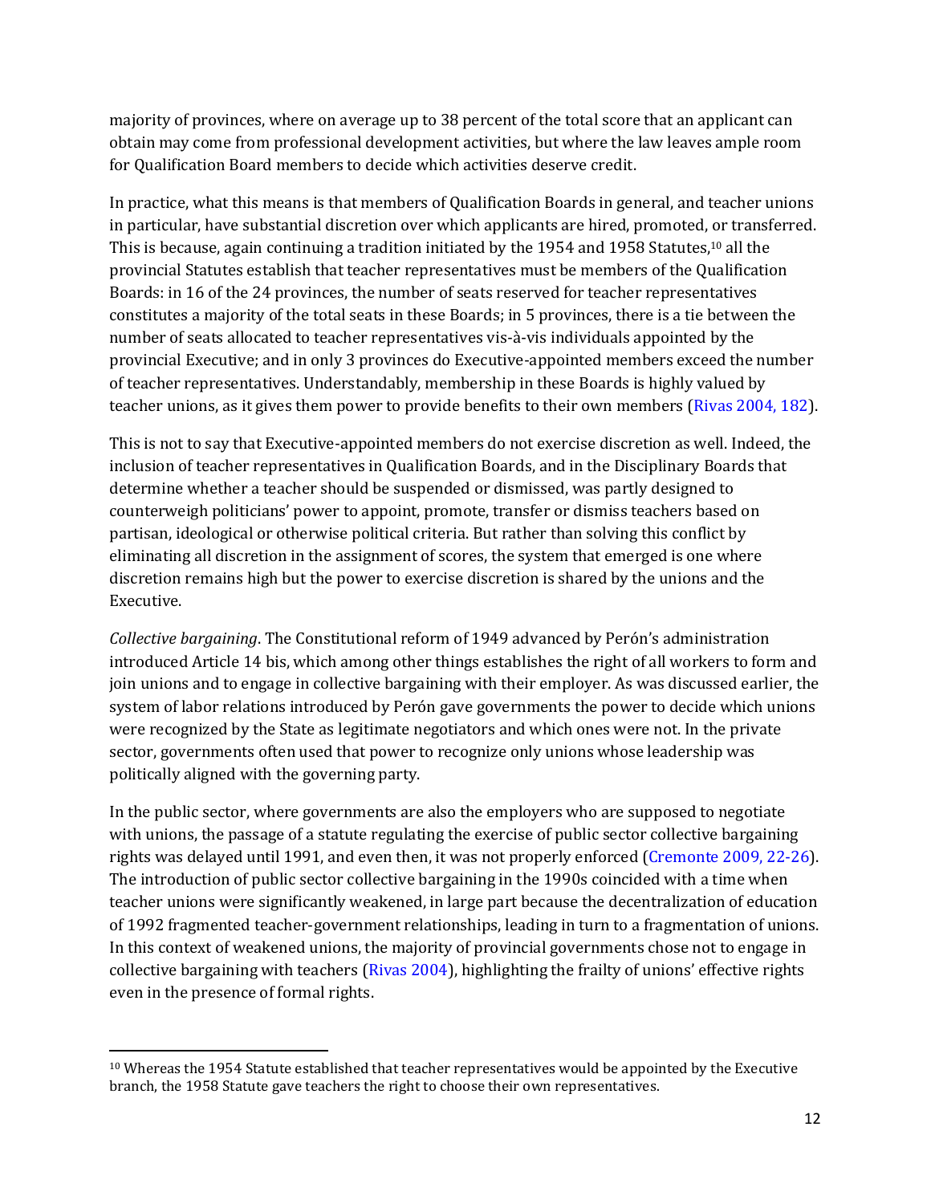majority of provinces, where on average up to 38 percent of the total score that an applicant can obtain may come from professional development activities, but where the law leaves ample room for Qualification Board members to decide which activities deserve credit.

In practice, what this means is that members of Qualification Boards in general, and teacher unions in particular, have substantial discretion over which applicants are hired, promoted, or transferred. This is because, again continuing a tradition initiated by the 1954 and 1958 Statutes,[10] all the provincial Statutes establish that teacher representatives must be members of the Qualification Boards: in 16 of the 24 provinces, the number of seats reserved for teacher representatives constitutes a majority of the total seats in these Boards; in 5 provinces, there is a tie between the number of seats allocated to teacher representatives vis-à-vis individuals appointed by the provincial Executive; and in only 3 provinces do Executive-appointed members exceed the number of teacher representatives. Understandably, membership in these Boards is highly valued by teacher unions, as it gives them power to provide benefits to their own members (Rivas 2004, 182).

This is not to say that Executive-appointed members do not exercise discretion as well. Indeed, the inclusion of teacher representatives in Qualification Boards, and in the Disciplinary Boards that determine whether a teacher should be suspended or dismissed, was partly designed to counterweigh politicians' power to appoint, promote, transfer or dismiss teachers based on partisan, ideological or otherwise political criteria. But rather than solving this conflict by eliminating all discretion in the assignment of scores, the system that emerged is one where discretion remains high but the power to exercise discretion is shared by the unions and the Executive.

*Collective bargaining*. The Constitutional reform of 1949 advanced by Perón's administration introduced Article 14 bis, which among other things establishes the right of all workers to form and join unions and to engage in collective bargaining with their employer. As was discussed earlier, the system of labor relations introduced by Perón gave governments the power to decide which unions were recognized by the State as legitimate negotiators and which ones were not. In the private sector, governments often used that power to recognize only unions whose leadership was politically aligned with the governing party.

In the public sector, where governments are also the employers who are supposed to negotiate with unions, the passage of a statute regulating the exercise of public sector collective bargaining rights was delayed until 1991, and even then, it was not properly enforced (Cremonte 2009, 22-26). The introduction of public sector collective bargaining in the 1990s coincided with a time when teacher unions were significantly weakened, in large part because the decentralization of education of 1992 fragmented teacher-government relationships, leading in turn to a fragmentation of unions. In this context of weakened unions, the majority of provincial governments chose not to engage in collective bargaining with teachers (Rivas 2004), highlighting the frailty of unions' effective rights even in the presence of formal rights.

[10] Whereas the 1954 Statute established that teacher representatives would be appointed by the Executive branch, the 1958 Statute gave teachers the right to choose their own representatives.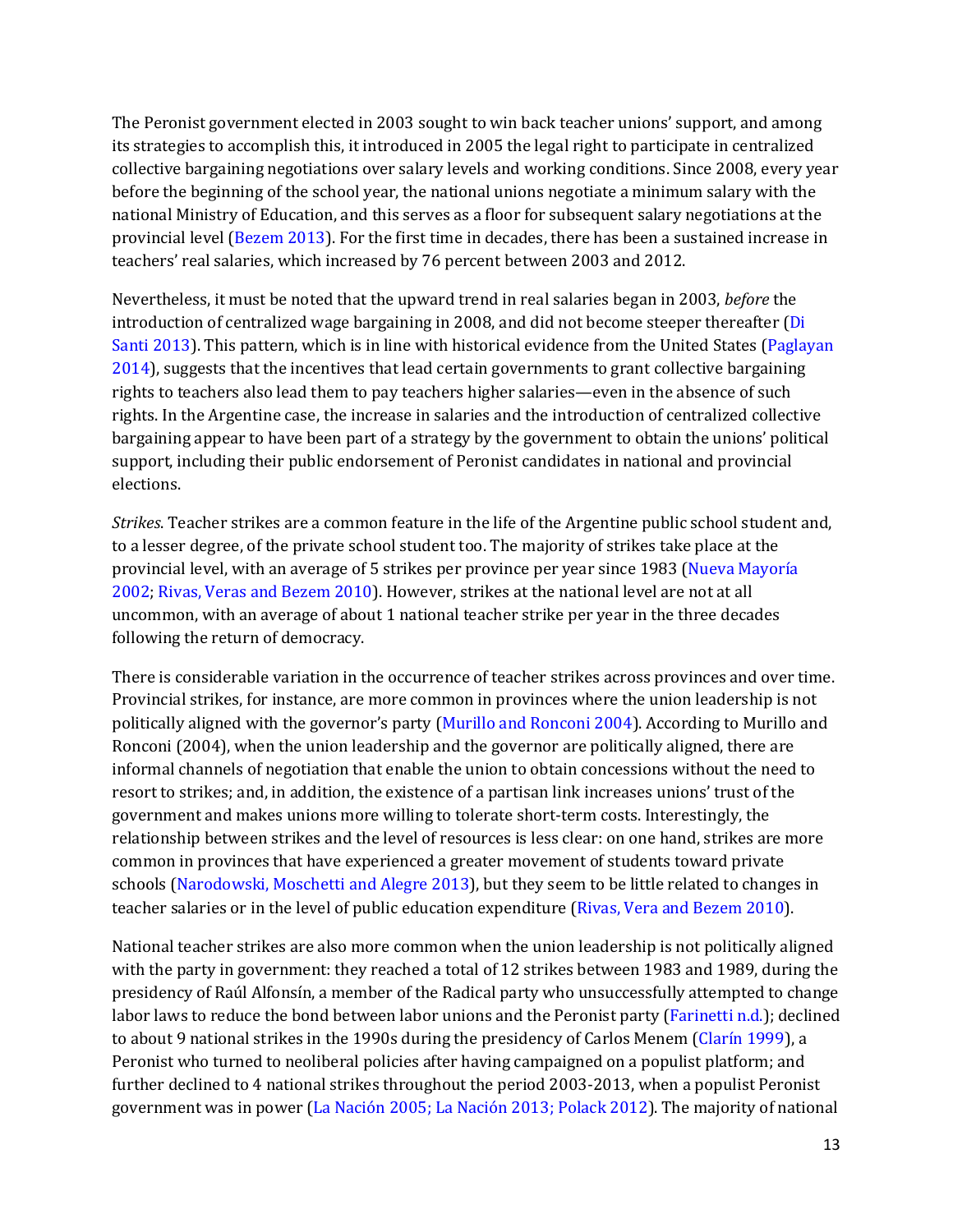The Peronist government elected in 2003 sought to win back teacher unions' support, and among its strategies to accomplish this, it introduced in 2005 the legal right to participate in centralized collective bargaining negotiations over salary levels and working conditions. Since 2008, every year before the beginning of the school year, the national unions negotiate a minimum salary with the national Ministry of Education, and this serves as a floor for subsequent salary negotiations at the provincial level (Bezem 2013). For the first time in decades, there has been a sustained increase in teachers' real salaries, which increased by 76 percent between 2003 and 2012.

Nevertheless, it must be noted that the upward trend in real salaries began in 2003, *before* the introduction of centralized wage bargaining in 2008, and did not become steeper thereafter (Di Santi 2013). This pattern, which is in line with historical evidence from the United States (Paglayan 2014), suggests that the incentives that lead certain governments to grant collective bargaining rights to teachers also lead them to pay teachers higher salaries—even in the absence of such rights. In the Argentine case, the increase in salaries and the introduction of centralized collective bargaining appear to have been part of a strategy by the government to obtain the unions' political support, including their public endorsement of Peronist candidates in national and provincial elections.

*Strikes*. Teacher strikes are a common feature in the life of the Argentine public school student and, to a lesser degree, of the private school student too. The majority of strikes take place at the provincial level, with an average of 5 strikes per province per year since 1983 (Nueva Mayoría 2002; Rivas, Veras and Bezem 2010). However, strikes at the national level are not at all uncommon, with an average of about 1 national teacher strike per year in the three decades following the return of democracy.

There is considerable variation in the occurrence of teacher strikes across provinces and over time. Provincial strikes, for instance, are more common in provinces where the union leadership is not politically aligned with the governor's party (Murillo and Ronconi 2004). According to Murillo and Ronconi (2004), when the union leadership and the governor are politically aligned, there are informal channels of negotiation that enable the union to obtain concessions without the need to resort to strikes; and, in addition, the existence of a partisan link increases unions' trust of the government and makes unions more willing to tolerate short-term costs. Interestingly, the relationship between strikes and the level of resources is less clear: on one hand, strikes are more common in provinces that have experienced a greater movement of students toward private schools (Narodowski, Moschetti and Alegre 2013), but they seem to be little related to changes in teacher salaries or in the level of public education expenditure (Rivas, Vera and Bezem 2010).

National teacher strikes are also more common when the union leadership is not politically aligned with the party in government: they reached a total of 12 strikes between 1983 and 1989, during the presidency of Raúl Alfonsín, a member of the Radical party who unsuccessfully attempted to change labor laws to reduce the bond between labor unions and the Peronist party (Farinetti n.d.); declined to about 9 national strikes in the 1990s during the presidency of Carlos Menem (Clarín 1999), a Peronist who turned to neoliberal policies after having campaigned on a populist platform; and further declined to 4 national strikes throughout the period 2003-2013, when a populist Peronist government was in power (La Nación 2005; La Nación 2013; Polack 2012). The majority of national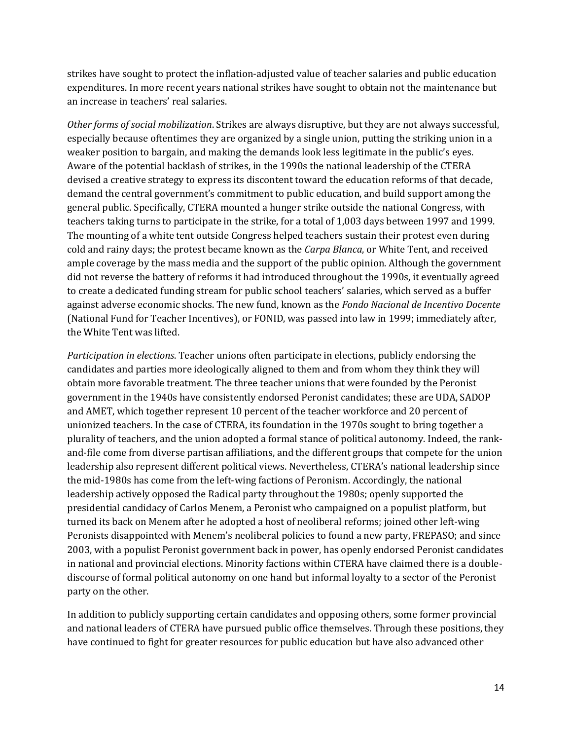strikes have sought to protect the inflation-adjusted value of teacher salaries and public education expenditures. In more recent years national strikes have sought to obtain not the maintenance but an increase in teachers' real salaries.

*Other forms of social mobilization*. Strikes are always disruptive, but they are not always successful, especially because oftentimes they are organized by a single union, putting the striking union in a weaker position to bargain, and making the demands look less legitimate in the public's eyes. Aware of the potential backlash of strikes, in the 1990s the national leadership of the CTERA devised a creative strategy to express its discontent toward the education reforms of that decade, demand the central government's commitment to public education, and build support among the general public. Specifically, CTERA mounted a hunger strike outside the national Congress, with teachers taking turns to participate in the strike, for a total of 1,003 days between 1997 and 1999. The mounting of a white tent outside Congress helped teachers sustain their protest even during cold and rainy days; the protest became known as the *Carpa Blanca*, or White Tent, and received ample coverage by the mass media and the support of the public opinion. Although the government did not reverse the battery of reforms it had introduced throughout the 1990s, it eventually agreed to create a dedicated funding stream for public school teachers' salaries, which served as a buffer against adverse economic shocks. The new fund, known as the *Fondo Nacional de Incentivo Docente* (National Fund for Teacher Incentives), or FONID, was passed into law in 1999; immediately after, the White Tent was lifted.

*Participation in elections*. Teacher unions often participate in elections, publicly endorsing the candidates and parties more ideologically aligned to them and from whom they think they will obtain more favorable treatment. The three teacher unions that were founded by the Peronist government in the 1940s have consistently endorsed Peronist candidates; these are UDA, SADOP and AMET, which together represent 10 percent of the teacher workforce and 20 percent of unionized teachers. In the case of CTERA, its foundation in the 1970s sought to bring together a plurality of teachers, and the union adopted a formal stance of political autonomy. Indeed, the rank-and-file come from diverse partisan affiliations, and the different groups that compete for the union leadership also represent different political views. Nevertheless, CTERA's national leadership since the mid-1980s has come from the left-wing factions of Peronism. Accordingly, the national leadership actively opposed the Radical party throughout the 1980s; openly supported the presidential candidacy of Carlos Menem, a Peronist who campaigned on a populist platform, but turned its back on Menem after he adopted a host of neoliberal reforms; joined other left-wing Peronists disappointed with Menem's neoliberal policies to found a new party, FREPASO; and since 2003, with a populist Peronist government back in power, has openly endorsed Peronist candidates in national and provincial elections. Minority factions within CTERA have claimed there is a double-discourse of formal political autonomy on one hand but informal loyalty to a sector of the Peronist party on the other.

In addition to publicly supporting certain candidates and opposing others, some former provincial and national leaders of CTERA have pursued public office themselves. Through these positions, they have continued to fight for greater resources for public education but have also advanced other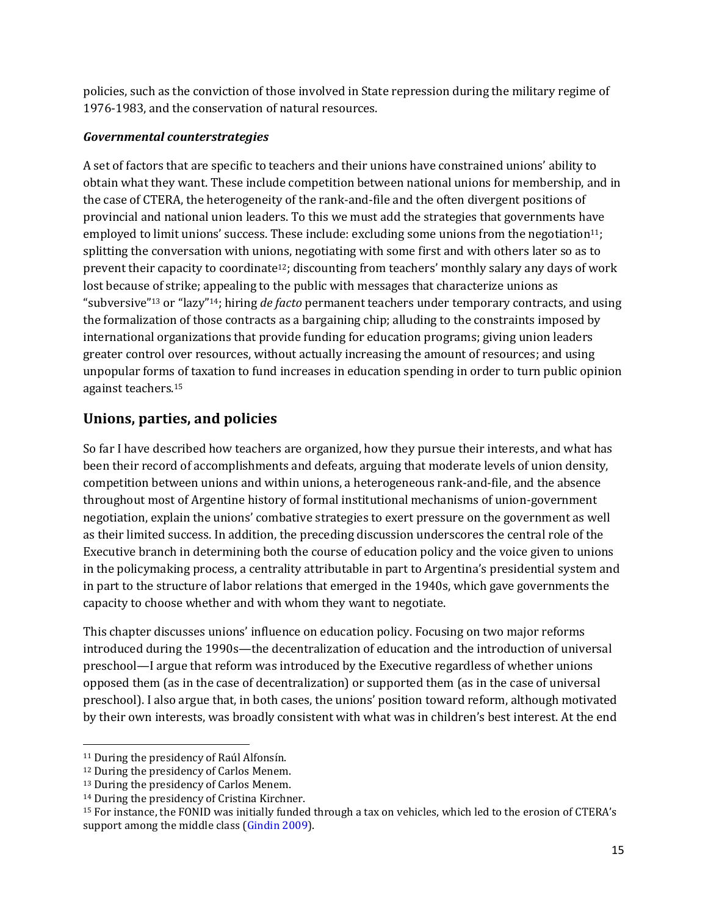policies, such as the conviction of those involved in State repression during the military regime of 1976-1983, and the conservation of natural resources.

***Governmental counterstrategies***

A set of factors that are specific to teachers and their unions have constrained unions' ability to obtain what they want. These include competition between national unions for membership, and in the case of CTERA, the heterogeneity of the rank-and-file and the often divergent positions of provincial and national union leaders. To this we must add the strategies that governments have employed to limit unions' success. These include: excluding some unions from the negotiation[11]; splitting the conversation with unions, negotiating with some first and with others later so as to prevent their capacity to coordinate[12]; discounting from teachers' monthly salary any days of work lost because of strike; appealing to the public with messages that characterize unions as "subversive"[13] or "lazy"[14]; hiring *de facto* permanent teachers under temporary contracts, and using the formalization of those contracts as a bargaining chip; alluding to the constraints imposed by international organizations that provide funding for education programs; giving union leaders greater control over resources, without actually increasing the amount of resources; and using unpopular forms of taxation to fund increases in education spending in order to turn public opinion against teachers.[15]

## Unions, parties, and policies

So far I have described how teachers are organized, how they pursue their interests, and what has been their record of accomplishments and defeats, arguing that moderate levels of union density, competition between unions and within unions, a heterogeneous rank-and-file, and the absence throughout most of Argentine history of formal institutional mechanisms of union-government negotiation, explain the unions' combative strategies to exert pressure on the government as well as their limited success. In addition, the preceding discussion underscores the central role of the Executive branch in determining both the course of education policy and the voice given to unions in the policymaking process, a centrality attributable in part to Argentina's presidential system and in part to the structure of labor relations that emerged in the 1940s, which gave governments the capacity to choose whether and with whom they want to negotiate.

This chapter discusses unions' influence on education policy. Focusing on two major reforms introduced during the 1990s—the decentralization of education and the introduction of universal preschool—I argue that reform was introduced by the Executive regardless of whether unions opposed them (as in the case of decentralization) or supported them (as in the case of universal preschool). I also argue that, in both cases, the unions' position toward reform, although motivated by their own interests, was broadly consistent with what was in children's best interest. At the end

---

[11] During the presidency of Raúl Alfonsín.

[12] During the presidency of Carlos Menem.

[13] During the presidency of Carlos Menem.

[14] During the presidency of Cristina Kirchner.

[15] For instance, the FONID was initially funded through a tax on vehicles, which led to the erosion of CTERA's support among the middle class (Gindin 2009).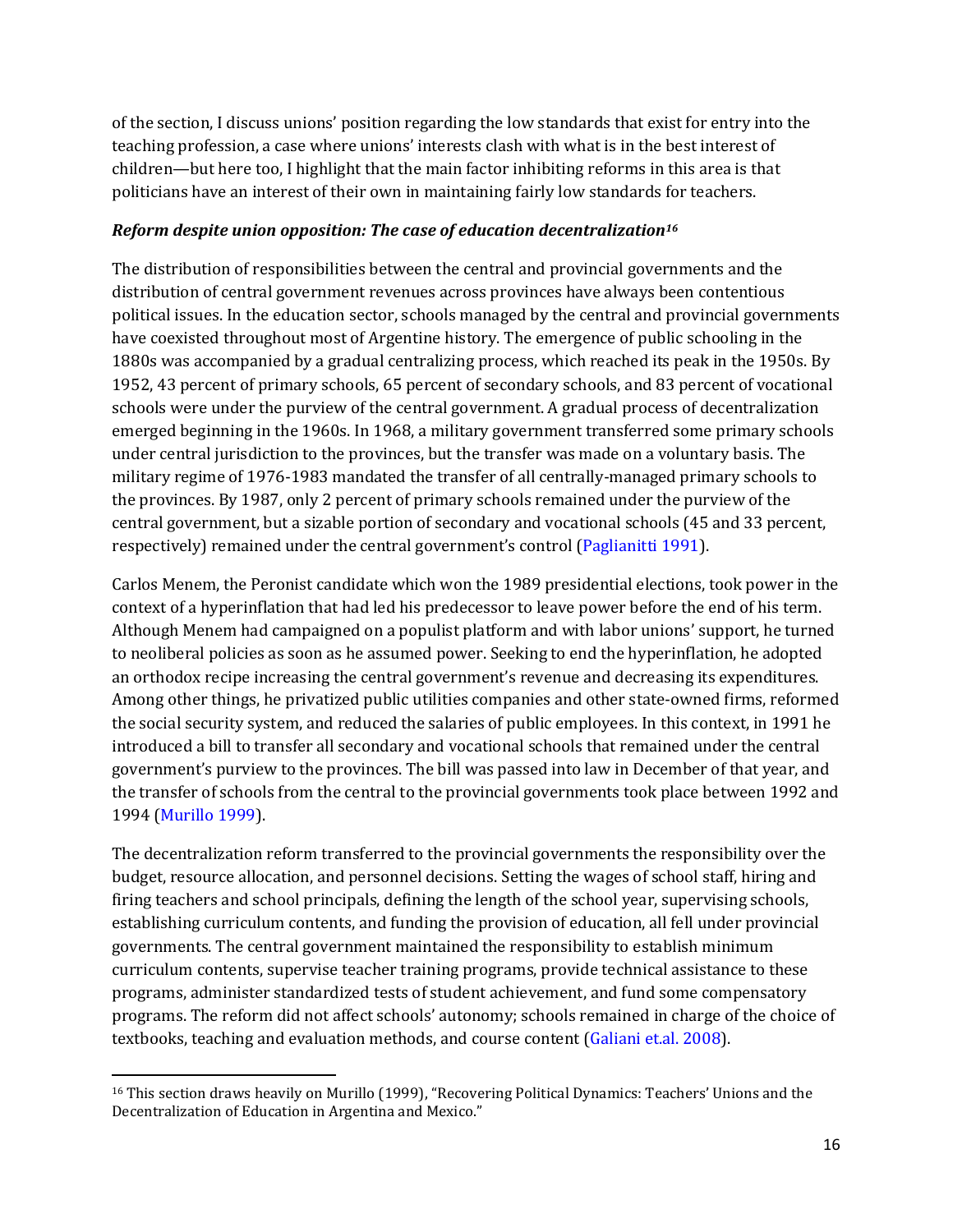of the section, I discuss unions' position regarding the low standards that exist for entry into the teaching profession, a case where unions' interests clash with what is in the best interest of children—but here too, I highlight that the main factor inhibiting reforms in this area is that politicians have an interest of their own in maintaining fairly low standards for teachers.

***Reform despite union opposition: The case of education decentralization[16]***

The distribution of responsibilities between the central and provincial governments and the distribution of central government revenues across provinces have always been contentious political issues. In the education sector, schools managed by the central and provincial governments have coexisted throughout most of Argentine history. The emergence of public schooling in the 1880s was accompanied by a gradual centralizing process, which reached its peak in the 1950s. By 1952, 43 percent of primary schools, 65 percent of secondary schools, and 83 percent of vocational schools were under the purview of the central government. A gradual process of decentralization emerged beginning in the 1960s. In 1968, a military government transferred some primary schools under central jurisdiction to the provinces, but the transfer was made on a voluntary basis. The military regime of 1976-1983 mandated the transfer of all centrally-managed primary schools to the provinces. By 1987, only 2 percent of primary schools remained under the purview of the central government, but a sizable portion of secondary and vocational schools (45 and 33 percent, respectively) remained under the central government's control (Paglianitti 1991).

Carlos Menem, the Peronist candidate which won the 1989 presidential elections, took power in the context of a hyperinflation that had led his predecessor to leave power before the end of his term. Although Menem had campaigned on a populist platform and with labor unions' support, he turned to neoliberal policies as soon as he assumed power. Seeking to end the hyperinflation, he adopted an orthodox recipe increasing the central government's revenue and decreasing its expenditures. Among other things, he privatized public utilities companies and other state-owned firms, reformed the social security system, and reduced the salaries of public employees. In this context, in 1991 he introduced a bill to transfer all secondary and vocational schools that remained under the central government's purview to the provinces. The bill was passed into law in December of that year, and the transfer of schools from the central to the provincial governments took place between 1992 and 1994 (Murillo 1999).

The decentralization reform transferred to the provincial governments the responsibility over the budget, resource allocation, and personnel decisions. Setting the wages of school staff, hiring and firing teachers and school principals, defining the length of the school year, supervising schools, establishing curriculum contents, and funding the provision of education, all fell under provincial governments. The central government maintained the responsibility to establish minimum curriculum contents, supervise teacher training programs, provide technical assistance to these programs, administer standardized tests of student achievement, and fund some compensatory programs. The reform did not affect schools' autonomy; schools remained in charge of the choice of textbooks, teaching and evaluation methods, and course content (Galiani et.al. 2008).

[16] This section draws heavily on Murillo (1999), "Recovering Political Dynamics: Teachers' Unions and the Decentralization of Education in Argentina and Mexico."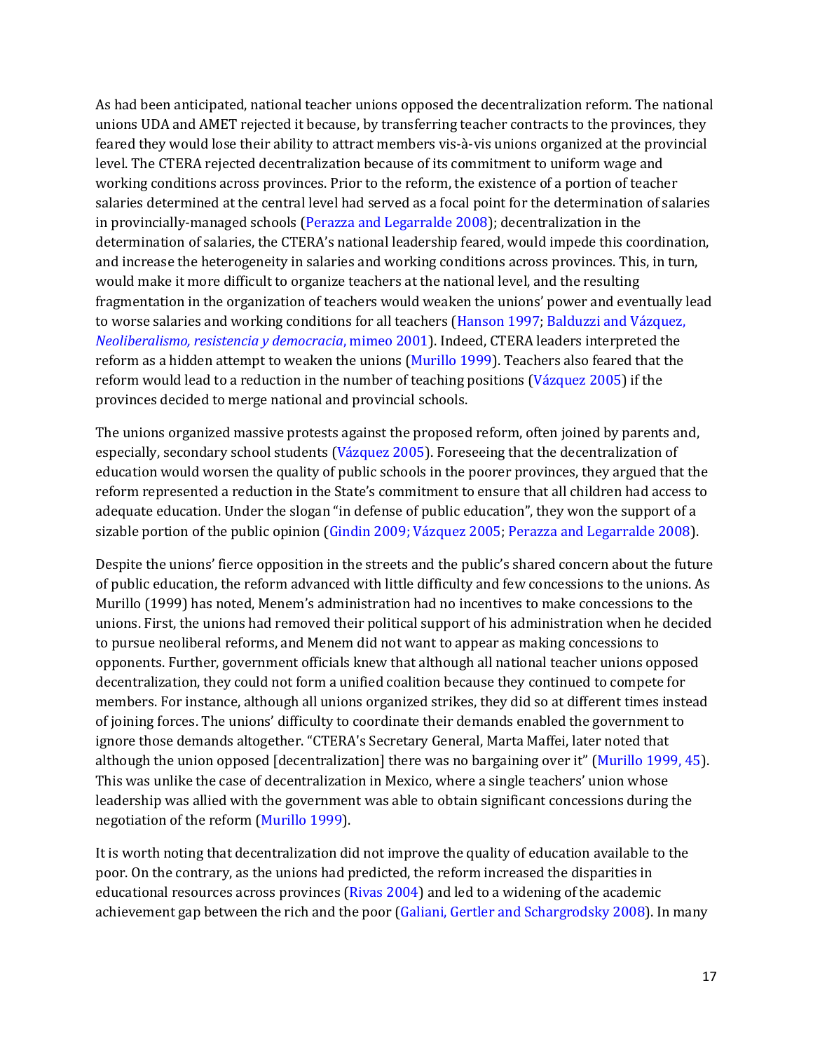As had been anticipated, national teacher unions opposed the decentralization reform. The national unions UDA and AMET rejected it because, by transferring teacher contracts to the provinces, they feared they would lose their ability to attract members vis-à-vis unions organized at the provincial level. The CTERA rejected decentralization because of its commitment to uniform wage and working conditions across provinces. Prior to the reform, the existence of a portion of teacher salaries determined at the central level had served as a focal point for the determination of salaries in provincially-managed schools (Perazza and Legarralde 2008); decentralization in the determination of salaries, the CTERA's national leadership feared, would impede this coordination, and increase the heterogeneity in salaries and working conditions across provinces. This, in turn, would make it more difficult to organize teachers at the national level, and the resulting fragmentation in the organization of teachers would weaken the unions' power and eventually lead to worse salaries and working conditions for all teachers (Hanson 1997; Balduzzi and Vázquez, *Neoliberalismo, resistencia y democracia*, mimeo 2001). Indeed, CTERA leaders interpreted the reform as a hidden attempt to weaken the unions (Murillo 1999). Teachers also feared that the reform would lead to a reduction in the number of teaching positions (Vázquez 2005) if the provinces decided to merge national and provincial schools.

The unions organized massive protests against the proposed reform, often joined by parents and, especially, secondary school students (Vázquez 2005). Foreseeing that the decentralization of education would worsen the quality of public schools in the poorer provinces, they argued that the reform represented a reduction in the State's commitment to ensure that all children had access to adequate education. Under the slogan "in defense of public education", they won the support of a sizable portion of the public opinion (Gindin 2009; Vázquez 2005; Perazza and Legarralde 2008).

Despite the unions' fierce opposition in the streets and the public's shared concern about the future of public education, the reform advanced with little difficulty and few concessions to the unions. As Murillo (1999) has noted, Menem's administration had no incentives to make concessions to the unions. First, the unions had removed their political support of his administration when he decided to pursue neoliberal reforms, and Menem did not want to appear as making concessions to opponents. Further, government officials knew that although all national teacher unions opposed decentralization, they could not form a unified coalition because they continued to compete for members. For instance, although all unions organized strikes, they did so at different times instead of joining forces. The unions' difficulty to coordinate their demands enabled the government to ignore those demands altogether. "CTERA's Secretary General, Marta Maffei, later noted that although the union opposed [decentralization] there was no bargaining over it" (Murillo 1999, 45). This was unlike the case of decentralization in Mexico, where a single teachers' union whose leadership was allied with the government was able to obtain significant concessions during the negotiation of the reform (Murillo 1999).

It is worth noting that decentralization did not improve the quality of education available to the poor. On the contrary, as the unions had predicted, the reform increased the disparities in educational resources across provinces (Rivas 2004) and led to a widening of the academic achievement gap between the rich and the poor (Galiani, Gertler and Schargrodsky 2008). In many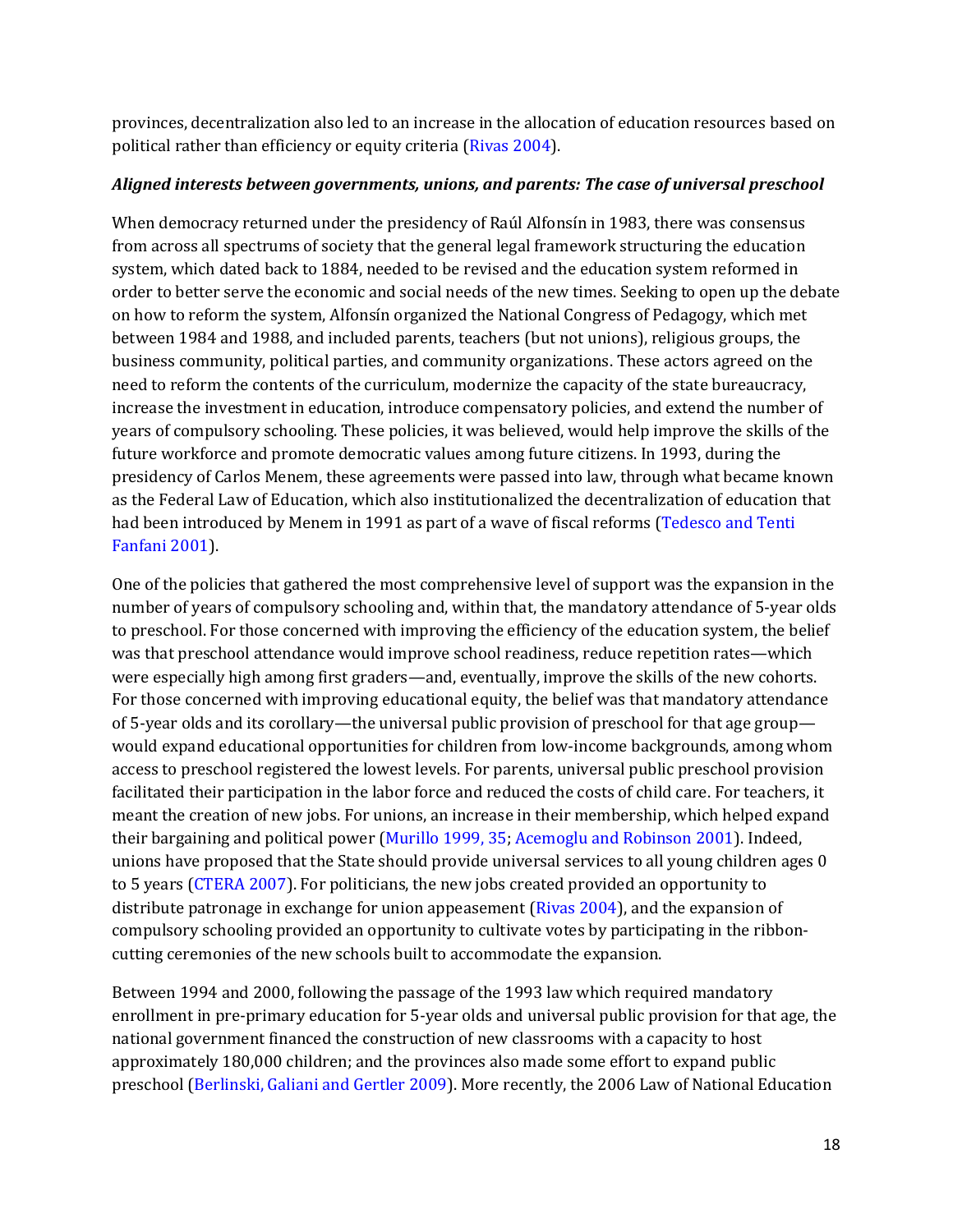provinces, decentralization also led to an increase in the allocation of education resources based on political rather than efficiency or equity criteria (Rivas 2004).

***Aligned interests between governments, unions, and parents: The case of universal preschool***

When democracy returned under the presidency of Raúl Alfonsín in 1983, there was consensus from across all spectrums of society that the general legal framework structuring the education system, which dated back to 1884, needed to be revised and the education system reformed in order to better serve the economic and social needs of the new times. Seeking to open up the debate on how to reform the system, Alfonsín organized the National Congress of Pedagogy, which met between 1984 and 1988, and included parents, teachers (but not unions), religious groups, the business community, political parties, and community organizations. These actors agreed on the need to reform the contents of the curriculum, modernize the capacity of the state bureaucracy, increase the investment in education, introduce compensatory policies, and extend the number of years of compulsory schooling. These policies, it was believed, would help improve the skills of the future workforce and promote democratic values among future citizens. In 1993, during the presidency of Carlos Menem, these agreements were passed into law, through what became known as the Federal Law of Education, which also institutionalized the decentralization of education that had been introduced by Menem in 1991 as part of a wave of fiscal reforms (Tedesco and Tenti Fanfani 2001).

One of the policies that gathered the most comprehensive level of support was the expansion in the number of years of compulsory schooling and, within that, the mandatory attendance of 5-year olds to preschool. For those concerned with improving the efficiency of the education system, the belief was that preschool attendance would improve school readiness, reduce repetition rates—which were especially high among first graders—and, eventually, improve the skills of the new cohorts. For those concerned with improving educational equity, the belief was that mandatory attendance of 5-year olds and its corollary—the universal public provision of preschool for that age group—would expand educational opportunities for children from low-income backgrounds, among whom access to preschool registered the lowest levels. For parents, universal public preschool provision facilitated their participation in the labor force and reduced the costs of child care. For teachers, it meant the creation of new jobs. For unions, an increase in their membership, which helped expand their bargaining and political power (Murillo 1999, 35; Acemoglu and Robinson 2001). Indeed, unions have proposed that the State should provide universal services to all young children ages 0 to 5 years (CTERA 2007). For politicians, the new jobs created provided an opportunity to distribute patronage in exchange for union appeasement (Rivas 2004), and the expansion of compulsory schooling provided an opportunity to cultivate votes by participating in the ribbon-cutting ceremonies of the new schools built to accommodate the expansion.

Between 1994 and 2000, following the passage of the 1993 law which required mandatory enrollment in pre-primary education for 5-year olds and universal public provision for that age, the national government financed the construction of new classrooms with a capacity to host approximately 180,000 children; and the provinces also made some effort to expand public preschool (Berlinski, Galiani and Gertler 2009). More recently, the 2006 Law of National Education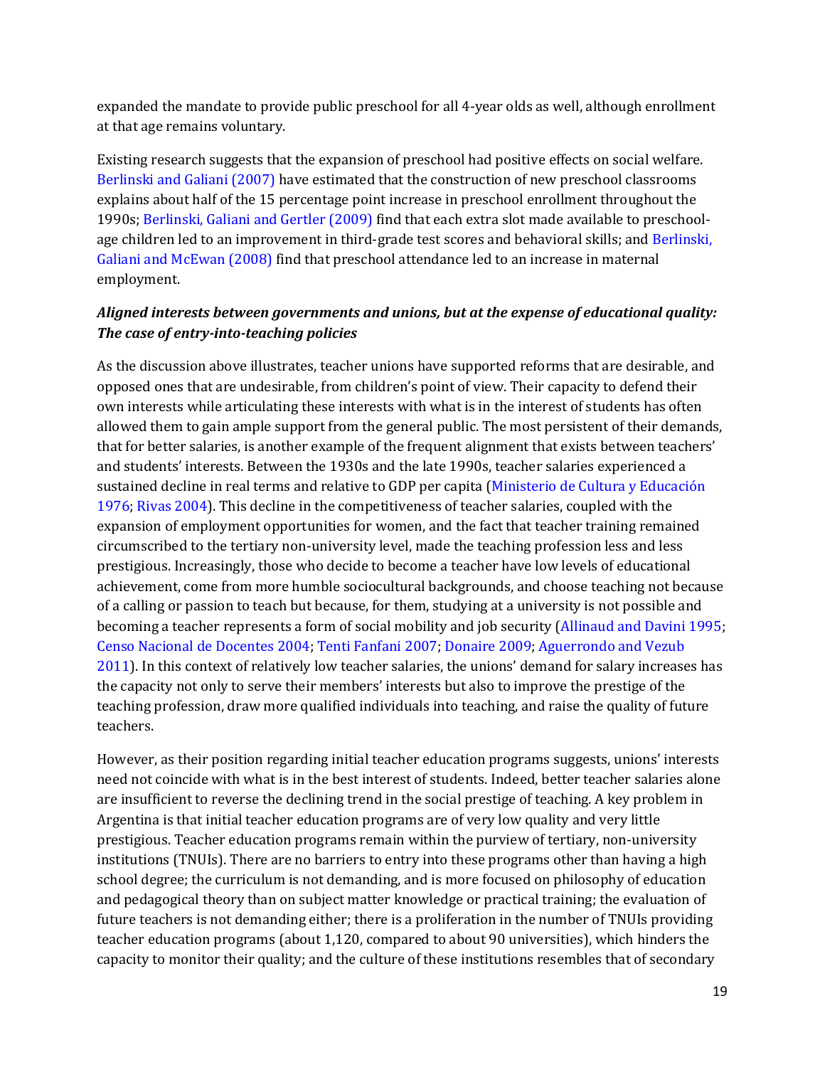expanded the mandate to provide public preschool for all 4-year olds as well, although enrollment at that age remains voluntary.

Existing research suggests that the expansion of preschool had positive effects on social welfare. Berlinski and Galiani (2007) have estimated that the construction of new preschool classrooms explains about half of the 15 percentage point increase in preschool enrollment throughout the 1990s; Berlinski, Galiani and Gertler (2009) find that each extra slot made available to preschool-age children led to an improvement in third-grade test scores and behavioral skills; and Berlinski, Galiani and McEwan (2008) find that preschool attendance led to an increase in maternal employment.

***Aligned interests between governments and unions, but at the expense of educational quality: The case of entry-into-teaching policies***

As the discussion above illustrates, teacher unions have supported reforms that are desirable, and opposed ones that are undesirable, from children's point of view. Their capacity to defend their own interests while articulating these interests with what is in the interest of students has often allowed them to gain ample support from the general public. The most persistent of their demands, that for better salaries, is another example of the frequent alignment that exists between teachers' and students' interests. Between the 1930s and the late 1990s, teacher salaries experienced a sustained decline in real terms and relative to GDP per capita (Ministerio de Cultura y Educación 1976; Rivas 2004). This decline in the competitiveness of teacher salaries, coupled with the expansion of employment opportunities for women, and the fact that teacher training remained circumscribed to the tertiary non-university level, made the teaching profession less and less prestigious. Increasingly, those who decide to become a teacher have low levels of educational achievement, come from more humble sociocultural backgrounds, and choose teaching not because of a calling or passion to teach but because, for them, studying at a university is not possible and becoming a teacher represents a form of social mobility and job security (Allinaud and Davini 1995; Censo Nacional de Docentes 2004; Tenti Fanfani 2007; Donaire 2009; Aguerrondo and Vezub 2011). In this context of relatively low teacher salaries, the unions' demand for salary increases has the capacity not only to serve their members' interests but also to improve the prestige of the teaching profession, draw more qualified individuals into teaching, and raise the quality of future teachers.

However, as their position regarding initial teacher education programs suggests, unions' interests need not coincide with what is in the best interest of students. Indeed, better teacher salaries alone are insufficient to reverse the declining trend in the social prestige of teaching. A key problem in Argentina is that initial teacher education programs are of very low quality and very little prestigious. Teacher education programs remain within the purview of tertiary, non-university institutions (TNUIs). There are no barriers to entry into these programs other than having a high school degree; the curriculum is not demanding, and is more focused on philosophy of education and pedagogical theory than on subject matter knowledge or practical training; the evaluation of future teachers is not demanding either; there is a proliferation in the number of TNUIs providing teacher education programs (about 1,120, compared to about 90 universities), which hinders the capacity to monitor their quality; and the culture of these institutions resembles that of secondary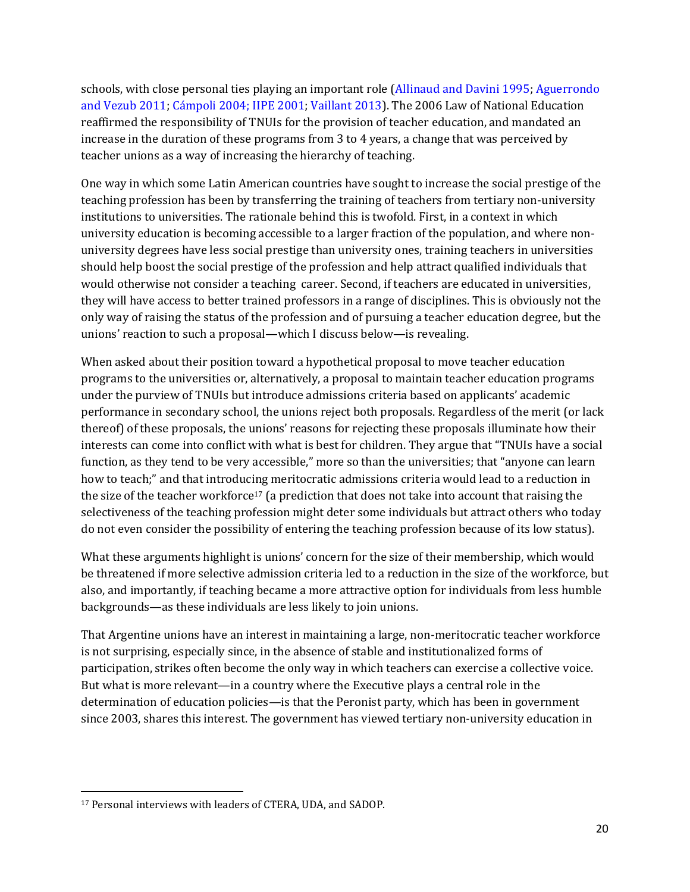schools, with close personal ties playing an important role (Allinaud and Davini 1995; Aguerrondo and Vezub 2011; Cámpoli 2004; IIPE 2001; Vaillant 2013). The 2006 Law of National Education reaffirmed the responsibility of TNUIs for the provision of teacher education, and mandated an increase in the duration of these programs from 3 to 4 years, a change that was perceived by teacher unions as a way of increasing the hierarchy of teaching.

One way in which some Latin American countries have sought to increase the social prestige of the teaching profession has been by transferring the training of teachers from tertiary non-university institutions to universities. The rationale behind this is twofold. First, in a context in which university education is becoming accessible to a larger fraction of the population, and where non-university degrees have less social prestige than university ones, training teachers in universities should help boost the social prestige of the profession and help attract qualified individuals that would otherwise not consider a teaching career. Second, if teachers are educated in universities, they will have access to better trained professors in a range of disciplines. This is obviously not the only way of raising the status of the profession and of pursuing a teacher education degree, but the unions' reaction to such a proposal—which I discuss below—is revealing.

When asked about their position toward a hypothetical proposal to move teacher education programs to the universities or, alternatively, a proposal to maintain teacher education programs under the purview of TNUIs but introduce admissions criteria based on applicants' academic performance in secondary school, the unions reject both proposals. Regardless of the merit (or lack thereof) of these proposals, the unions' reasons for rejecting these proposals illuminate how their interests can come into conflict with what is best for children. They argue that "TNUIs have a social function, as they tend to be very accessible," more so than the universities; that "anyone can learn how to teach;" and that introducing meritocratic admissions criteria would lead to a reduction in the size of the teacher workforce[17] (a prediction that does not take into account that raising the selectiveness of the teaching profession might deter some individuals but attract others who today do not even consider the possibility of entering the teaching profession because of its low status).

What these arguments highlight is unions' concern for the size of their membership, which would be threatened if more selective admission criteria led to a reduction in the size of the workforce, but also, and importantly, if teaching became a more attractive option for individuals from less humble backgrounds—as these individuals are less likely to join unions.

That Argentine unions have an interest in maintaining a large, non-meritocratic teacher workforce is not surprising, especially since, in the absence of stable and institutionalized forms of participation, strikes often become the only way in which teachers can exercise a collective voice. But what is more relevant—in a country where the Executive plays a central role in the determination of education policies—is that the Peronist party, which has been in government since 2003, shares this interest. The government has viewed tertiary non-university education in

[17] Personal interviews with leaders of CTERA, UDA, and SADOP.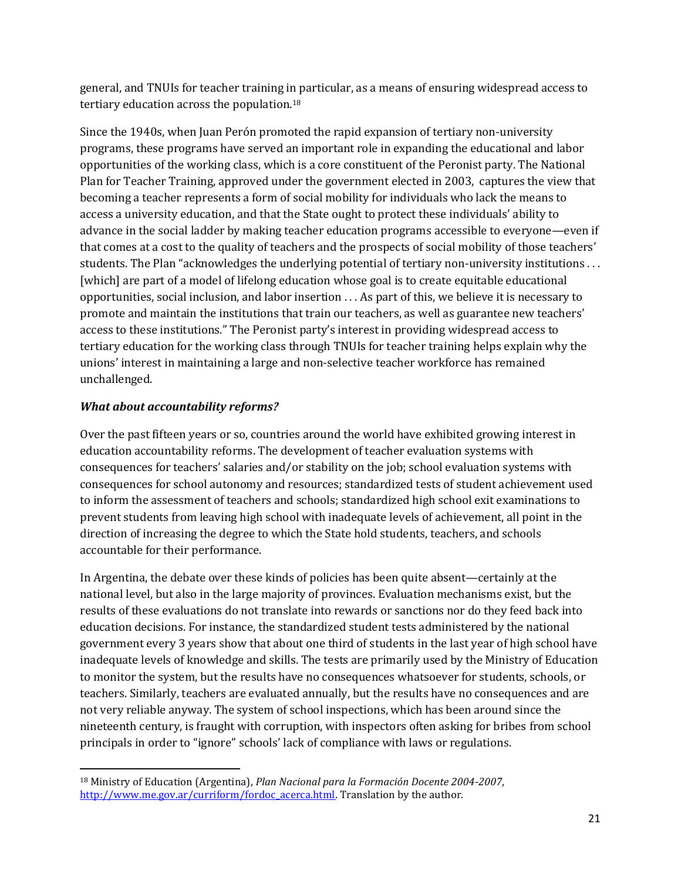general, and TNUIs for teacher training in particular, as a means of ensuring widespread access to tertiary education across the population.[18]

Since the 1940s, when Juan Perón promoted the rapid expansion of tertiary non-university programs, these programs have served an important role in expanding the educational and labor opportunities of the working class, which is a core constituent of the Peronist party. The National Plan for Teacher Training, approved under the government elected in 2003, captures the view that becoming a teacher represents a form of social mobility for individuals who lack the means to access a university education, and that the State ought to protect these individuals' ability to advance in the social ladder by making teacher education programs accessible to everyone—even if that comes at a cost to the quality of teachers and the prospects of social mobility of those teachers' students. The Plan "acknowledges the underlying potential of tertiary non-university institutions . . . [which] are part of a model of lifelong education whose goal is to create equitable educational opportunities, social inclusion, and labor insertion . . . As part of this, we believe it is necessary to promote and maintain the institutions that train our teachers, as well as guarantee new teachers' access to these institutions." The Peronist party's interest in providing widespread access to tertiary education for the working class through TNUIs for teacher training helps explain why the unions' interest in maintaining a large and non-selective teacher workforce has remained unchallenged.

***What about accountability reforms?***

Over the past fifteen years or so, countries around the world have exhibited growing interest in education accountability reforms. The development of teacher evaluation systems with consequences for teachers' salaries and/or stability on the job; school evaluation systems with consequences for school autonomy and resources; standardized tests of student achievement used to inform the assessment of teachers and schools; standardized high school exit examinations to prevent students from leaving high school with inadequate levels of achievement, all point in the direction of increasing the degree to which the State hold students, teachers, and schools accountable for their performance.

In Argentina, the debate over these kinds of policies has been quite absent—certainly at the national level, but also in the large majority of provinces. Evaluation mechanisms exist, but the results of these evaluations do not translate into rewards or sanctions nor do they feed back into education decisions. For instance, the standardized student tests administered by the national government every 3 years show that about one third of students in the last year of high school have inadequate levels of knowledge and skills. The tests are primarily used by the Ministry of Education to monitor the system, but the results have no consequences whatsoever for students, schools, or teachers. Similarly, teachers are evaluated annually, but the results have no consequences and are not very reliable anyway. The system of school inspections, which has been around since the nineteenth century, is fraught with corruption, with inspectors often asking for bribes from school principals in order to "ignore" schools' lack of compliance with laws or regulations.

---

[18] Ministry of Education (Argentina), *Plan Nacional para la Formación Docente 2004-2007*, http://www.me.gov.ar/curriform/fordoc_acerca.html. Translation by the author.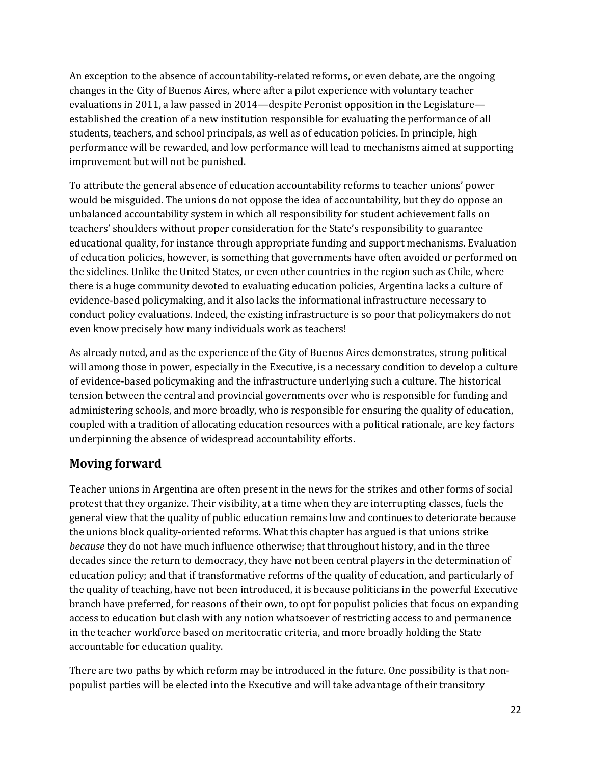An exception to the absence of accountability-related reforms, or even debate, are the ongoing changes in the City of Buenos Aires, where after a pilot experience with voluntary teacher evaluations in 2011, a law passed in 2014—despite Peronist opposition in the Legislature—established the creation of a new institution responsible for evaluating the performance of all students, teachers, and school principals, as well as of education policies. In principle, high performance will be rewarded, and low performance will lead to mechanisms aimed at supporting improvement but will not be punished.

To attribute the general absence of education accountability reforms to teacher unions' power would be misguided. The unions do not oppose the idea of accountability, but they do oppose an unbalanced accountability system in which all responsibility for student achievement falls on teachers' shoulders without proper consideration for the State's responsibility to guarantee educational quality, for instance through appropriate funding and support mechanisms. Evaluation of education policies, however, is something that governments have often avoided or performed on the sidelines. Unlike the United States, or even other countries in the region such as Chile, where there is a huge community devoted to evaluating education policies, Argentina lacks a culture of evidence-based policymaking, and it also lacks the informational infrastructure necessary to conduct policy evaluations. Indeed, the existing infrastructure is so poor that policymakers do not even know precisely how many individuals work as teachers!

As already noted, and as the experience of the City of Buenos Aires demonstrates, strong political will among those in power, especially in the Executive, is a necessary condition to develop a culture of evidence-based policymaking and the infrastructure underlying such a culture. The historical tension between the central and provincial governments over who is responsible for funding and administering schools, and more broadly, who is responsible for ensuring the quality of education, coupled with a tradition of allocating education resources with a political rationale, are key factors underpinning the absence of widespread accountability efforts.

## Moving forward

Teacher unions in Argentina are often present in the news for the strikes and other forms of social protest that they organize. Their visibility, at a time when they are interrupting classes, fuels the general view that the quality of public education remains low and continues to deteriorate because the unions block quality-oriented reforms. What this chapter has argued is that unions strike *because* they do not have much influence otherwise; that throughout history, and in the three decades since the return to democracy, they have not been central players in the determination of education policy; and that if transformative reforms of the quality of education, and particularly of the quality of teaching, have not been introduced, it is because politicians in the powerful Executive branch have preferred, for reasons of their own, to opt for populist policies that focus on expanding access to education but clash with any notion whatsoever of restricting access to and permanence in the teacher workforce based on meritocratic criteria, and more broadly holding the State accountable for education quality.

There are two paths by which reform may be introduced in the future. One possibility is that non-populist parties will be elected into the Executive and will take advantage of their transitory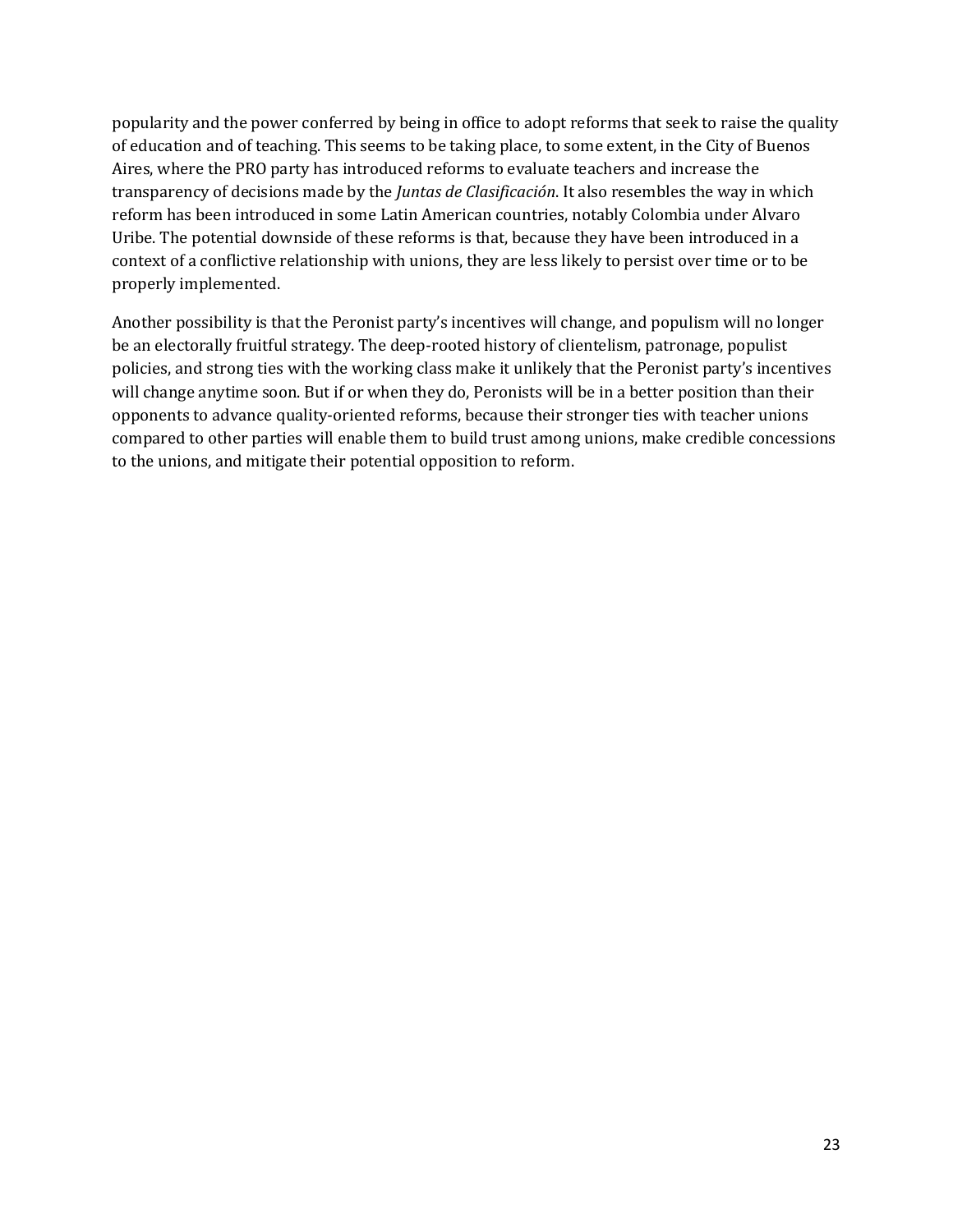popularity and the power conferred by being in office to adopt reforms that seek to raise the quality of education and of teaching. This seems to be taking place, to some extent, in the City of Buenos Aires, where the PRO party has introduced reforms to evaluate teachers and increase the transparency of decisions made by the *Juntas de Clasificación*. It also resembles the way in which reform has been introduced in some Latin American countries, notably Colombia under Alvaro Uribe. The potential downside of these reforms is that, because they have been introduced in a context of a conflictive relationship with unions, they are less likely to persist over time or to be properly implemented.

Another possibility is that the Peronist party's incentives will change, and populism will no longer be an electorally fruitful strategy. The deep-rooted history of clientelism, patronage, populist policies, and strong ties with the working class make it unlikely that the Peronist party's incentives will change anytime soon. But if or when they do, Peronists will be in a better position than their opponents to advance quality-oriented reforms, because their stronger ties with teacher unions compared to other parties will enable them to build trust among unions, make credible concessions to the unions, and mitigate their potential opposition to reform.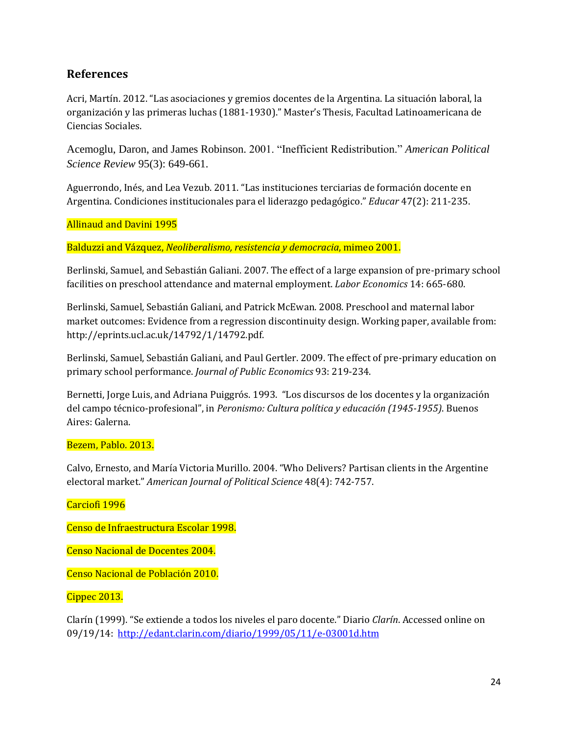## References

Acri, Martín. 2012. "Las asociaciones y gremios docentes de la Argentina. La situación laboral, la organización y las primeras luchas (1881-1930)." Master's Thesis, Facultad Latinoamericana de Ciencias Sociales.

Acemoglu, Daron, and James Robinson. 2001. "Inefficient Redistribution." *American Political Science Review* 95(3): 649-661.

Aguerrondo, Inés, and Lea Vezub. 2011. "Las instituciones terciarias de formación docente en Argentina. Condiciones institucionales para el liderazgo pedagógico." *Educar* 47(2): 211-235.

Allinaud and Davini 1995

Balduzzi and Vázquez, *Neoliberalismo, resistencia y democracia*, mimeo 2001.

Berlinski, Samuel, and Sebastián Galiani. 2007. The effect of a large expansion of pre-primary school facilities on preschool attendance and maternal employment. *Labor Economics* 14: 665-680.

Berlinski, Samuel, Sebastián Galiani, and Patrick McEwan. 2008. Preschool and maternal labor market outcomes: Evidence from a regression discontinuity design. Working paper, available from: http://eprints.ucl.ac.uk/14792/1/14792.pdf.

Berlinski, Samuel, Sebastián Galiani, and Paul Gertler. 2009. The effect of pre-primary education on primary school performance. *Journal of Public Economics* 93: 219-234.

Bernetti, Jorge Luis, and Adriana Puiggrós. 1993. "Los discursos de los docentes y la organización del campo técnico-profesional", in *Peronismo: Cultura política y educación (1945-1955)*. Buenos Aires: Galerna.

Bezem, Pablo. 2013.

Calvo, Ernesto, and María Victoria Murillo. 2004. "Who Delivers? Partisan clients in the Argentine electoral market." *American Journal of Political Science* 48(4): 742-757.

Carciofi 1996

Censo de Infraestructura Escolar 1998.

Censo Nacional de Docentes 2004.

Censo Nacional de Población 2010.

Cippec 2013.

Clarín (1999). "Se extiende a todos los niveles el paro docente." Diario *Clarín*. Accessed online on 09/19/14: http://edant.clarin.com/diario/1999/05/11/e-03001d.htm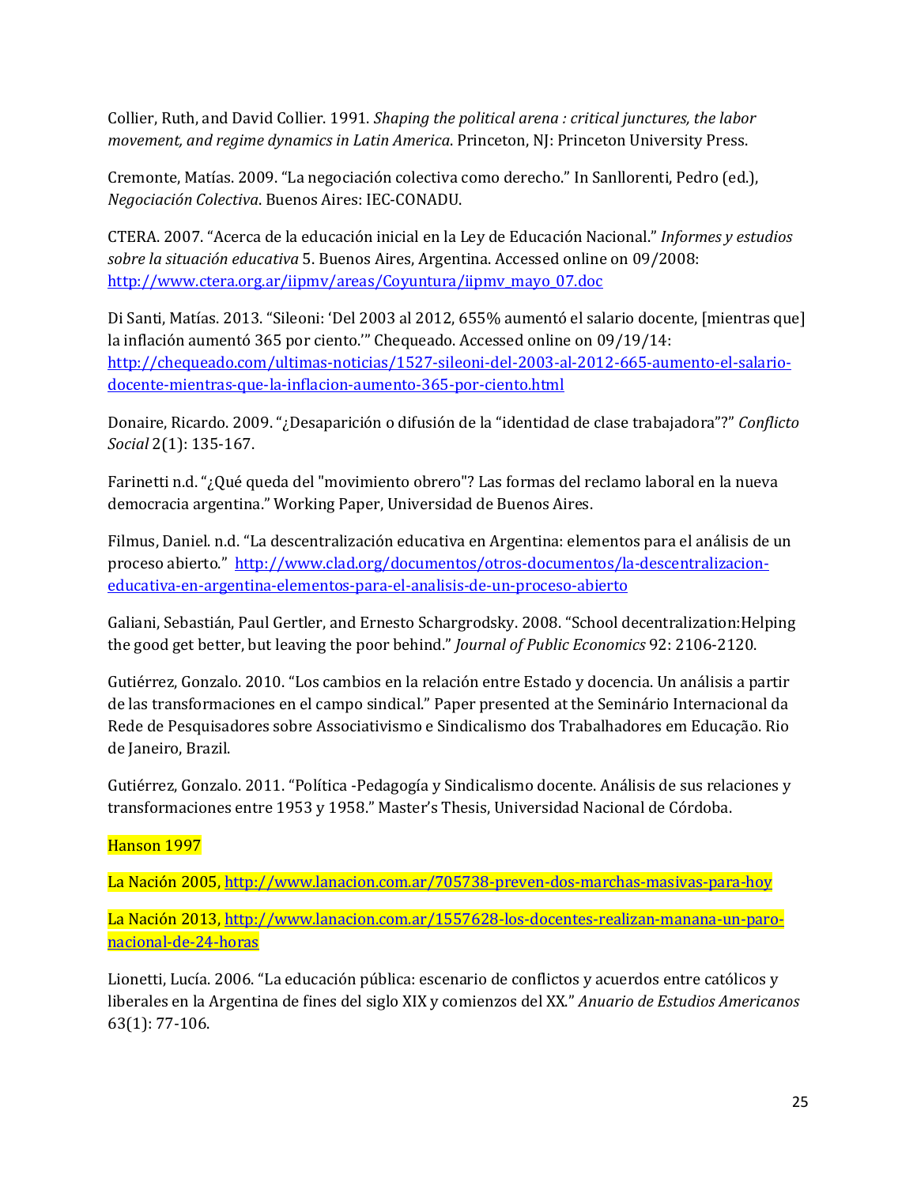Collier, Ruth, and David Collier. 1991. *Shaping the political arena : critical junctures, the labor movement, and regime dynamics in Latin America*. Princeton, NJ: Princeton University Press.

Cremonte, Matías. 2009. "La negociación colectiva como derecho." In Sanllorenti, Pedro (ed.), *Negociación Colectiva*. Buenos Aires: IEC-CONADU.

CTERA. 2007. "Acerca de la educación inicial en la Ley de Educación Nacional." *Informes y estudios sobre la situación educativa* 5. Buenos Aires, Argentina. Accessed online on 09/2008: http://www.ctera.org.ar/iipmv/areas/Coyuntura/iipmv_mayo_07.doc

Di Santi, Matías. 2013. "Sileoni: 'Del 2003 al 2012, 655% aumentó el salario docente, [mientras que] la inflación aumentó 365 por ciento.'" Chequeado. Accessed online on 09/19/14: http://chequeado.com/ultimas-noticias/1527-sileoni-del-2003-al-2012-665-aumento-el-salario-docente-mientras-que-la-inflacion-aumento-365-por-ciento.html

Donaire, Ricardo. 2009. "¿Desaparición o difusión de la "identidad de clase trabajadora"?" *Conflicto Social* 2(1): 135-167.

Farinetti n.d. "¿Qué queda del "movimiento obrero"? Las formas del reclamo laboral en la nueva democracia argentina." Working Paper, Universidad de Buenos Aires.

Filmus, Daniel. n.d. "La descentralización educativa en Argentina: elementos para el análisis de un proceso abierto." http://www.clad.org/documentos/otros-documentos/la-descentralizacion-educativa-en-argentina-elementos-para-el-analisis-de-un-proceso-abierto

Galiani, Sebastián, Paul Gertler, and Ernesto Schargrodsky. 2008. "School decentralization:Helping the good get better, but leaving the poor behind." *Journal of Public Economics* 92: 2106-2120.

Gutiérrez, Gonzalo. 2010. "Los cambios en la relación entre Estado y docencia. Un análisis a partir de las transformaciones en el campo sindical." Paper presented at the Seminário Internacional da Rede de Pesquisadores sobre Associativismo e Sindicalismo dos Trabalhadores em Educação. Rio de Janeiro, Brazil.

Gutiérrez, Gonzalo. 2011. "Política -Pedagogía y Sindicalismo docente. Análisis de sus relaciones y transformaciones entre 1953 y 1958." Master's Thesis, Universidad Nacional de Córdoba.

Hanson 1997

La Nación 2005, http://www.lanacion.com.ar/705738-preven-dos-marchas-masivas-para-hoy

La Nación 2013, http://www.lanacion.com.ar/1557628-los-docentes-realizan-manana-un-paro-nacional-de-24-horas

Lionetti, Lucía. 2006. "La educación pública: escenario de conflictos y acuerdos entre católicos y liberales en la Argentina de fines del siglo XIX y comienzos del XX." *Anuario de Estudios Americanos* 63(1): 77-106.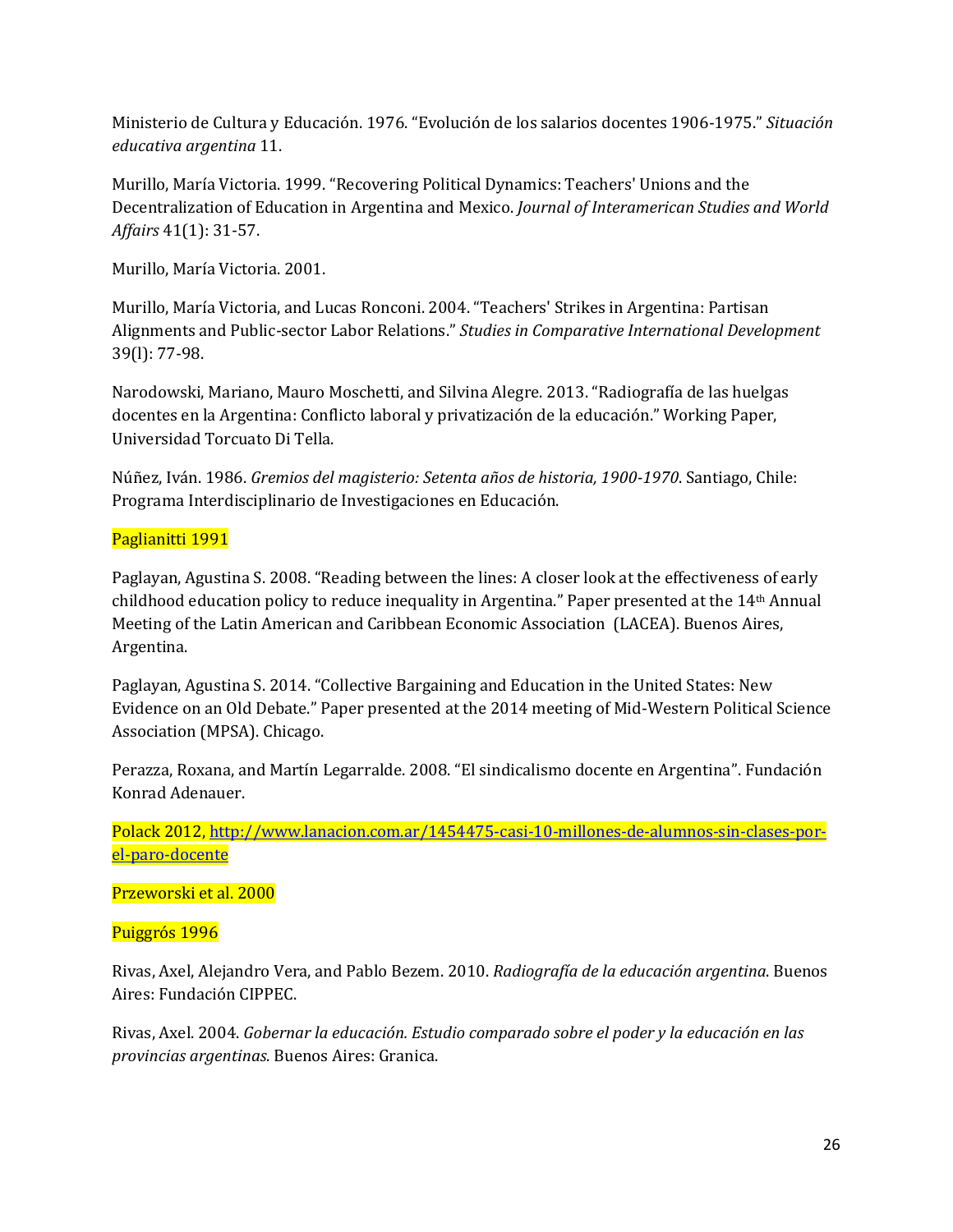Ministerio de Cultura y Educación. 1976. "Evolución de los salarios docentes 1906-1975." *Situación educativa argentina* 11.

Murillo, María Victoria. 1999. "Recovering Political Dynamics: Teachers' Unions and the Decentralization of Education in Argentina and Mexico. *Journal of Interamerican Studies and World Affairs* 41(1): 31-57.

Murillo, María Victoria. 2001.

Murillo, María Victoria, and Lucas Ronconi. 2004. "Teachers' Strikes in Argentina: Partisan Alignments and Public-sector Labor Relations." *Studies in Comparative International Development* 39(l): 77-98.

Narodowski, Mariano, Mauro Moschetti, and Silvina Alegre. 2013. "Radiografía de las huelgas docentes en la Argentina: Conflicto laboral y privatización de la educación." Working Paper, Universidad Torcuato Di Tella.

Núñez, Iván. 1986. *Gremios del magisterio: Setenta años de historia, 1900-1970*. Santiago, Chile: Programa Interdisciplinario de Investigaciones en Educación.

Paglianitti 1991

Paglayan, Agustina S. 2008. "Reading between the lines: A closer look at the effectiveness of early childhood education policy to reduce inequality in Argentina." Paper presented at the 14th Annual Meeting of the Latin American and Caribbean Economic Association (LACEA). Buenos Aires, Argentina.

Paglayan, Agustina S. 2014. "Collective Bargaining and Education in the United States: New Evidence on an Old Debate." Paper presented at the 2014 meeting of Mid-Western Political Science Association (MPSA). Chicago.

Perazza, Roxana, and Martín Legarralde. 2008. "El sindicalismo docente en Argentina". Fundación Konrad Adenauer.

Polack 2012, [http://www.lanacion.com.ar/1454475-casi-10-millones-de-alumnos-sin-clases-por-el-paro-docente](http://www.lanacion.com.ar/1454475-casi-10-millones-de-alumnos-sin-clases-por-el-paro-docente)

Przeworski et al. 2000

Puiggrós 1996

Rivas, Axel, Alejandro Vera, and Pablo Bezem. 2010. *Radiografía de la educación argentina*. Buenos Aires: Fundación CIPPEC.

Rivas, Axel. 2004. *Gobernar la educación. Estudio comparado sobre el poder y la educación en las provincias argentinas*. Buenos Aires: Granica.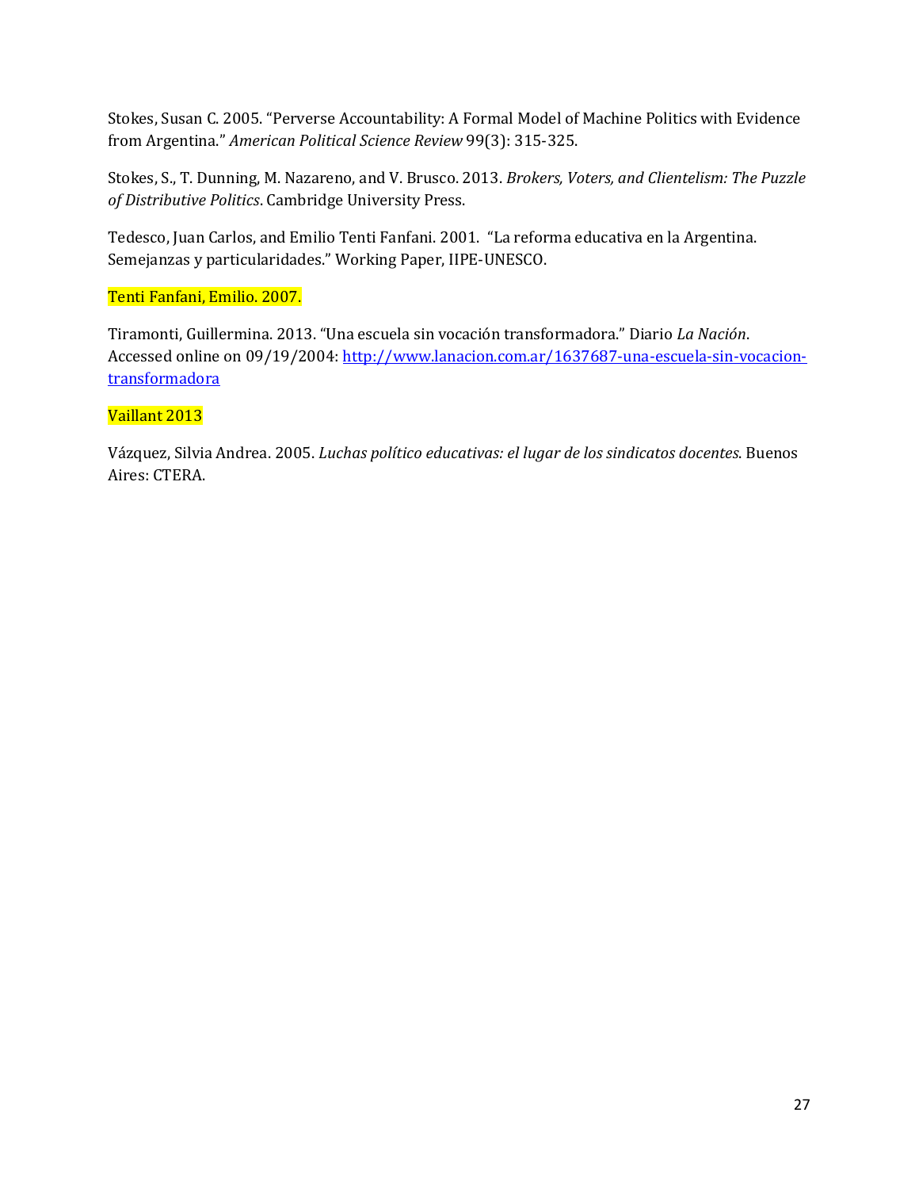Stokes, Susan C. 2005. "Perverse Accountability: A Formal Model of Machine Politics with Evidence from Argentina." *American Political Science Review* 99(3): 315-325.

Stokes, S., T. Dunning, M. Nazareno, and V. Brusco. 2013. *Brokers, Voters, and Clientelism: The Puzzle of Distributive Politics*. Cambridge University Press.

Tedesco, Juan Carlos, and Emilio Tenti Fanfani. 2001. "La reforma educativa en la Argentina. Semejanzas y particularidades." Working Paper, IIPE-UNESCO.

Tenti Fanfani, Emilio. 2007.

Tiramonti, Guillermina. 2013. "Una escuela sin vocación transformadora." Diario *La Nación*. Accessed online on 09/19/2004: http://www.lanacion.com.ar/1637687-una-escuela-sin-vocacion-transformadora

Vaillant 2013

Vázquez, Silvia Andrea. 2005. *Luchas político educativas: el lugar de los sindicatos docentes*. Buenos Aires: CTERA.